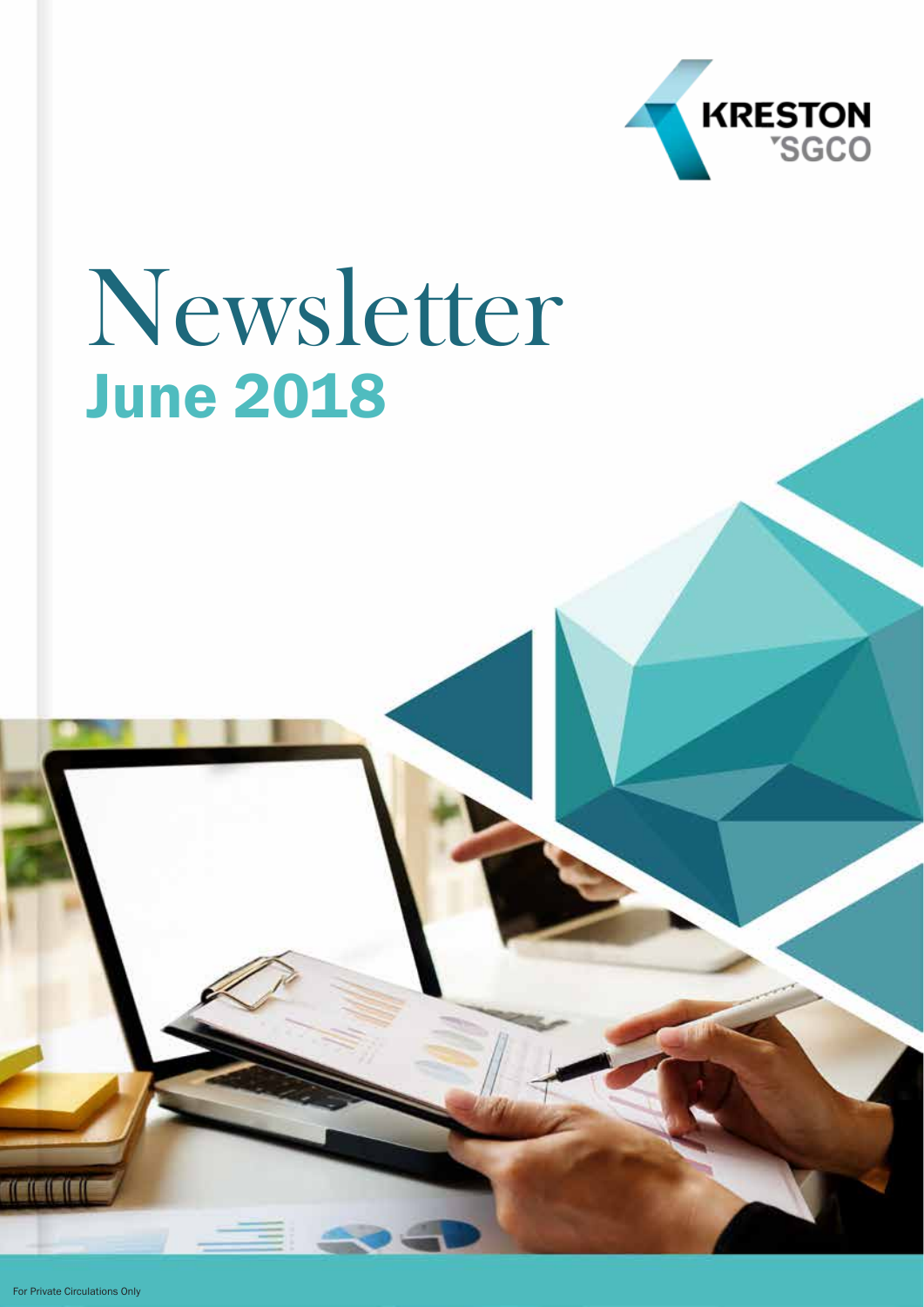KRESTON SGCO

# Newsletter

## June 2018

For Private Circulations Only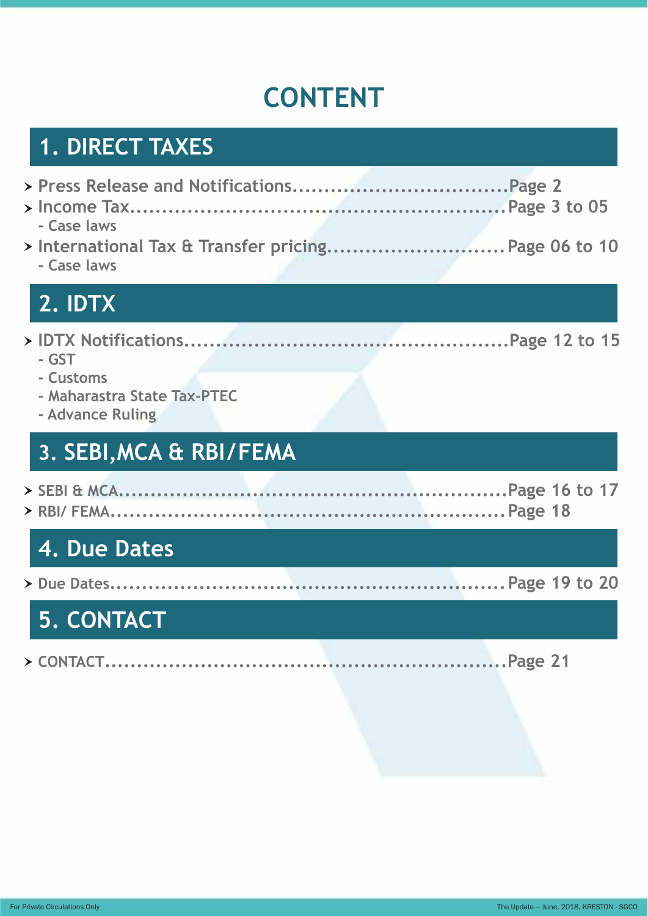# CONTENT

## 1. DIRECT TAXES

- Press Release and Notifications..................................Page 2
- Income Tax..........................................................Page 3 to 05
  - Case laws
- International Tax & Transfer pricing............................Page 06 to 10
  - Case laws

## 2. IDTX

- IDTX Notifications..................................................Page 12 to 15
  - GST
  - Customs
  - Maharastra State Tax-PTEC
  - Advance Ruling

## 3. SEBI,MCA & RBI/FEMA

- SEBI & MCA..........................................................Page 16 to 17
- RBI/ FEMA............................................................Page 18

## 4. Due Dates

- Due Dates.............................................................Page 19 to 20

## 5. CONTACT

- CONTACT...............................................................Page 21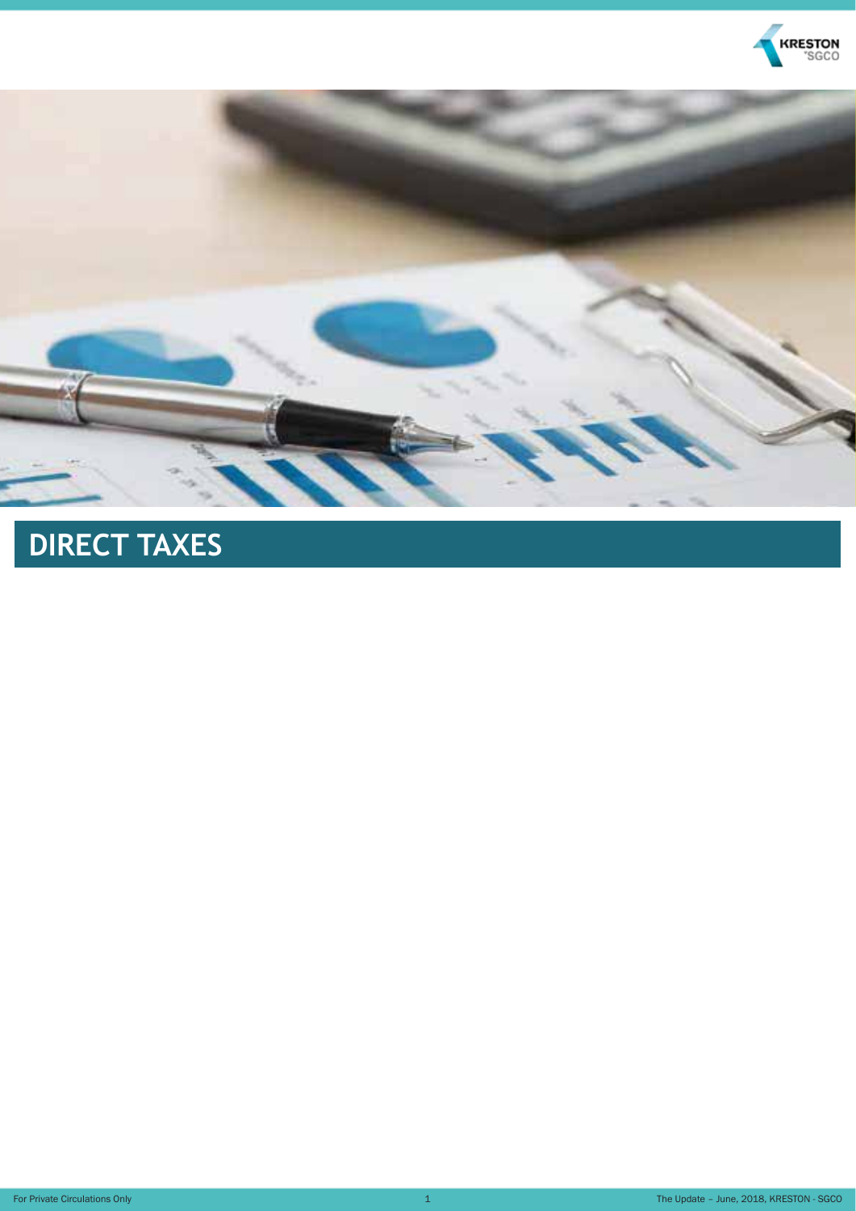# DIRECT TAXES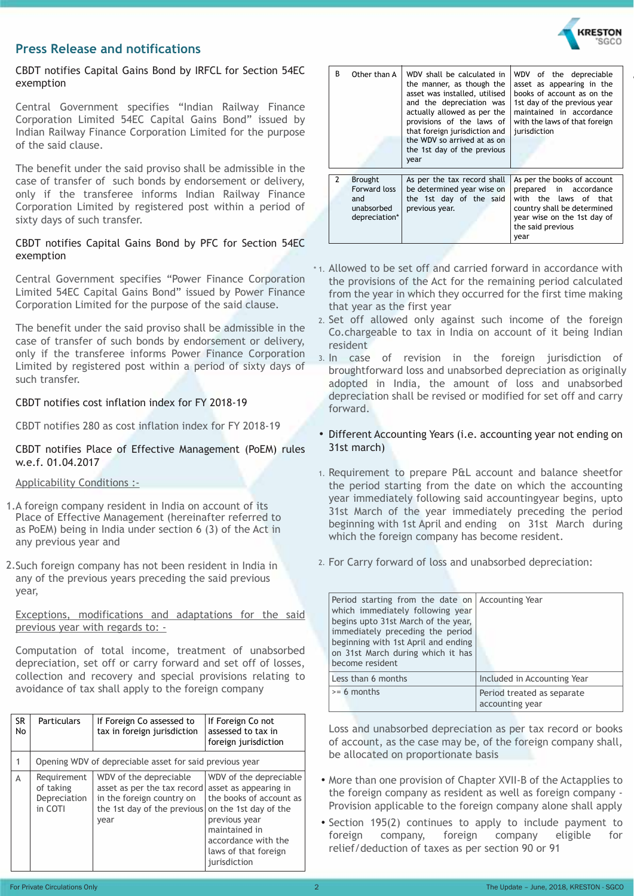## Press Release and notifications

### CBDT notifies Capital Gains Bond by IRFCL for Section 54EC exemption

Central Government specifies "Indian Railway Finance Corporation Limited 54EC Capital Gains Bond" issued by Indian Railway Finance Corporation Limited for the purpose of the said clause.

The benefit under the said proviso shall be admissible in the case of transfer of such bonds by endorsement or delivery, only if the transferee informs Indian Railway Finance Corporation Limited by registered post within a period of sixty days of such transfer.

### CBDT notifies Capital Gains Bond by PFC for Section 54EC exemption

Central Government specifies "Power Finance Corporation Limited 54EC Capital Gains Bond" issued by Power Finance Corporation Limited for the purpose of the said clause.

The benefit under the said proviso shall be admissible in the case of transfer of such bonds by endorsement or delivery, only if the transferee informs Power Finance Corporation Limited by registered post within a period of sixty days of such transfer.

### CBDT notifies cost inflation index for FY 2018-19

CBDT notifies 280 as cost inflation index for FY 2018-19

### CBDT notifies Place of Effective Management (PoEM) rules w.e.f. 01.04.2017

Applicability Conditions :-

1. A foreign company resident in India on account of its Place of Effective Management (hereinafter referred to as PoEM) being in India under section 6 (3) of the Act in any previous year and
2. Such foreign company has not been resident in India in any of the previous years preceding the said previous year,

Exceptions, modifications and adaptations for the said previous year with regards to: -

Computation of total income, treatment of unabsorbed depreciation, set off or carry forward and set off of losses, collection and recovery and special provisions relating to avoidance of tax shall apply to the foreign company

| SR No | Particulars | If Foreign Co assessed to tax in foreign jurisdiction | If Foreign Co not assessed to tax in foreign jurisdiction |
|---|---|---|---|
| 1 | Opening WDV of depreciable asset for said previous year | | |
| A | Requirement of taking Depreciation in COTI | WDV of the depreciable asset as per the tax record in the foreign country on the 1st day of the previous year | WDV of the depreciable asset as appearing in the books of account as on the 1st day of the previous year maintained in accordance with the laws of that foreign jurisdiction |
| B | Other than A | WDV shall be calculated in the manner, as though the asset was installed, utilised and the depreciation was actually allowed as per the provisions of the laws of that foreign jurisdiction and the WDV so arrived at as on the 1st day of the previous year | WDV of the depreciable asset as appearing in the books of account as on the 1st day of the previous year maintained in accordance with the laws of that foreign jurisdiction |
| 2 | Brought Forward loss and unabsorbed depreciation* | As per the tax record shall be determined year wise on the 1st day of the said previous year. | As per the books of account prepared in accordance with the laws of that country shall be determined year wise on the 1st day of the said previous year |

\* 1. Allowed to be set off and carried forward in accordance with the provisions of the Act for the remaining period calculated from the year in which they occurred for the first time making that year as the first year
2. Set off allowed only against such income of the foreign Co.chargeable to tax in India on account of it being Indian resident
3. In case of revision in the foreign jurisdiction of broughtforward loss and unabsorbed depreciation as originally adopted in India, the amount of loss and unabsorbed depreciation shall be revised or modified for set off and carry forward.

- Different Accounting Years (i.e. accounting year not ending on 31st march)

1. Requirement to prepare P&L account and balance sheetfor the period starting from the date on which the accounting year immediately following said accountingyear begins, upto 31st March of the year immediately preceding the period beginning with 1st April and ending on 31st March during which the foreign company has become resident.
2. For Carry forward of loss and unabsorbed depreciation:

| Period starting from the date on which immediately following year begins upto 31st March of the year, immediately preceding the period beginning with 1st April and ending on 31st March during which it has become resident | Accounting Year |
|---|---|
| Less than 6 months | Included in Accounting Year |
| >= 6 months | Period treated as separate accounting year |

Loss and unabsorbed depreciation as per tax record or books of account, as the case may be, of the foreign company shall, be allocated on proportionate basis

- More than one provision of Chapter XVII-B of the Actapplies to the foreign company as resident as well as foreign company - Provision applicable to the foreign company alone shall apply
- Section 195(2) continues to apply to include payment to foreign company, foreign company eligible for relief/deduction of taxes as per section 90 or 91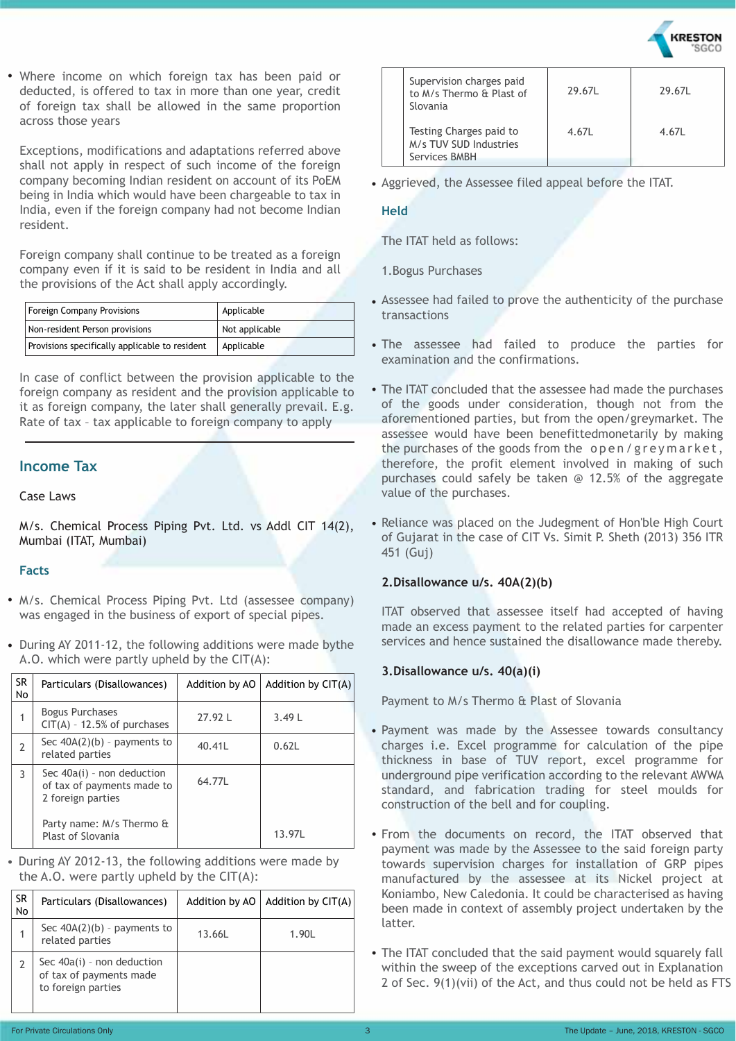- Where income on which foreign tax has been paid or deducted, is offered to tax in more than one year, credit of foreign tax shall be allowed in the same proportion across those years

Exceptions, modifications and adaptations referred above shall not apply in respect of such income of the foreign company becoming Indian resident on account of its PoEM being in India which would have been chargeable to tax in India, even if the foreign company had not become Indian resident.

Foreign company shall continue to be treated as a foreign company even if it is said to be resident in India and all the provisions of the Act shall apply accordingly.

| Foreign Company Provisions | Applicable |
|---|---|
| Non-resident Person provisions | Not applicable |
| Provisions specifically applicable to resident | Applicable |

In case of conflict between the provision applicable to the foreign company as resident and the provision applicable to it as foreign company, the later shall generally prevail. E.g. Rate of tax – tax applicable to foreign company to apply

## Income Tax

Case Laws

M/s. Chemical Process Piping Pvt. Ltd. vs Addl CIT 14(2), Mumbai (ITAT, Mumbai)

### Facts

- M/s. Chemical Process Piping Pvt. Ltd (assessee company) was engaged in the business of export of special pipes.
- During AY 2011-12, the following additions were made bythe A.O. which were partly upheld by the CIT(A):

| SR No | Particulars (Disallowances) | Addition by AO | Addition by CIT(A) |
|---|---|---|---|
| 1 | Bogus Purchases CIT(A) - 12.5% of purchases | 27.92 L | 3.49 L |
| 2 | Sec 40A(2)(b) - payments to related parties | 40.41L | 0.62L |
| 3 | Sec 40a(i) - non deduction of tax of payments made to 2 foreign parties<br><br>Party name: M/s Thermo & Plast of Slovania | 64.77L | 13.97L |

- During AY 2012-13, the following additions were made by the A.O. were partly upheld by the CIT(A):

| SR No | Particulars (Disallowances) | Addition by AO | Addition by CIT(A) |
|---|---|---|---|
| 1 | Sec 40A(2)(b) - payments to related parties | 13.66L | 1.90L |
| 2 | Sec 40a(i) - non deduction of tax of payments made to foreign parties | | |
| | Supervision charges paid to M/s Thermo & Plast of Slovania | 29.67L | 29.67L |
| | Testing Charges paid to M/s TUV SUD Industries Services BMBH | 4.67L | 4.67L |

- Aggrieved, the Assessee filed appeal before the ITAT.

### Held

The ITAT held as follows:

1.Bogus Purchases

- Assessee had failed to prove the authenticity of the purchase transactions
- The assessee had failed to produce the parties for examination and the confirmations.
- The ITAT concluded that the assessee had made the purchases of the goods under consideration, though not from the aforementioned parties, but from the open/greymarket. The assessee would have been benefittedmonetarily by making the purchases of the goods from the open/greymarket, therefore, the profit element involved in making of such purchases could safely be taken @ 12.5% of the aggregate value of the purchases.
- Reliance was placed on the Judgement of Hon'ble High Court of Gujarat in the case of CIT Vs. Simit P. Sheth (2013) 356 ITR 451 (Guj)

**2.Disallowance u/s. 40A(2)(b)**

ITAT observed that assessee itself had accepted of having made an excess payment to the related parties for carpenter services and hence sustained the disallowance made thereby.

**3.Disallowance u/s. 40(a)(i)**

Payment to M/s Thermo & Plast of Slovania

- Payment was made by the Assessee towards consultancy charges i.e. Excel programme for calculation of the pipe thickness in base of TUV report, excel programme for underground pipe verification according to the relevant AWWA standard, and fabrication trading for steel moulds for construction of the bell and for coupling.
- From the documents on record, the ITAT observed that payment was made by the Assessee to the said foreign party towards supervision charges for installation of GRP pipes manufactured by the assessee at its Nickel project at Koniambo, New Caledonia. It could be characterised as having been made in context of assembly project undertaken by the latter.
- The ITAT concluded that the said payment would squarely fall within the sweep of the exceptions carved out in Explanation 2 of Sec. 9(1)(vii) of the Act, and thus could not be held as FTS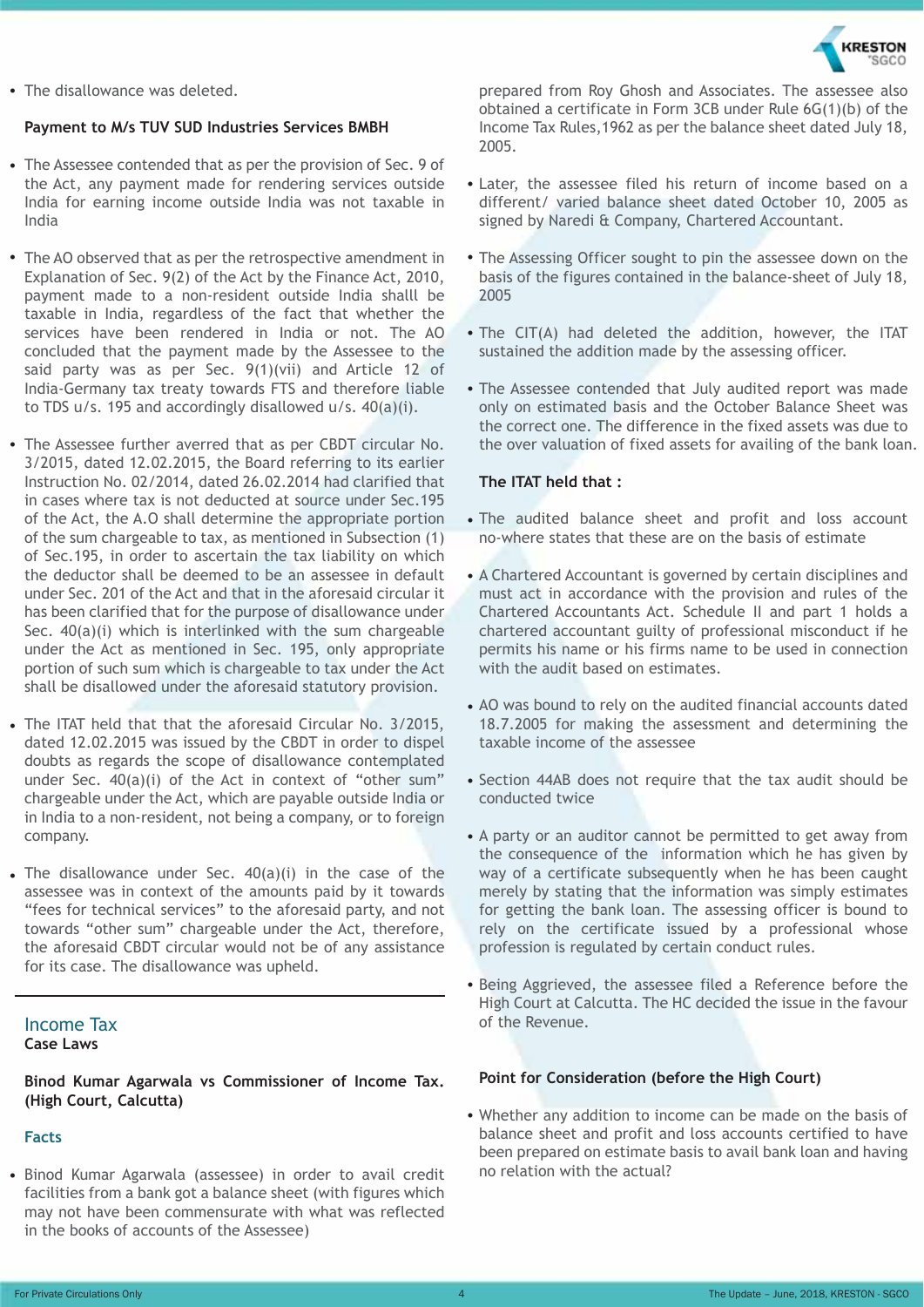- The disallowance was deleted.

**Payment to M/s TUV SUD Industries Services BMBH**

- The Assessee contended that as per the provision of Sec. 9 of the Act, any payment made for rendering services outside India for earning income outside India was not taxable in India

- The AO observed that as per the retrospective amendment in Explanation of Sec. 9(2) of the Act by the Finance Act, 2010, payment made to a non-resident outside India shalll be taxable in India, regardless of the fact that whether the services have been rendered in India or not. The AO concluded that the payment made by the Assessee to the said party was as per Sec. 9(1)(vii) and Article 12 of India-Germany tax treaty towards FTS and therefore liable to TDS u/s. 195 and accordingly disallowed u/s. 40(a)(i).

- The Assessee further averred that as per CBDT circular No. 3/2015, dated 12.02.2015, the Board referring to its earlier Instruction No. 02/2014, dated 26.02.2014 had clarified that in cases where tax is not deducted at source under Sec.195 of the Act, the A.O shall determine the appropriate portion of the sum chargeable to tax, as mentioned in Subsection (1) of Sec.195, in order to ascertain the tax liability on which the deductor shall be deemed to be an assessee in default under Sec. 201 of the Act and that in the aforesaid circular it has been clarified that for the purpose of disallowance under Sec. 40(a)(i) which is interlinked with the sum chargeable under the Act as mentioned in Sec. 195, only appropriate portion of such sum which is chargeable to tax under the Act shall be disallowed under the aforesaid statutory provision.

- The ITAT held that that the aforesaid Circular No. 3/2015, dated 12.02.2015 was issued by the CBDT in order to dispel doubts as regards the scope of disallowance contemplated under Sec. 40(a)(i) of the Act in context of "other sum" chargeable under the Act, which are payable outside India or in India to a non-resident, not being a company, or to foreign company.

- The disallowance under Sec. 40(a)(i) in the case of the assessee was in context of the amounts paid by it towards "fees for technical services" to the aforesaid party, and not towards "other sum" chargeable under the Act, therefore, the aforesaid CBDT circular would not be of any assistance for its case. The disallowance was upheld.

## Income Tax

**Case Laws**

**Binod Kumar Agarwala vs Commissioner of Income Tax. (High Court, Calcutta)**

### Facts

- Binod Kumar Agarwala (assessee) in order to avail credit facilities from a bank got a balance sheet (with figures which may not have been commensurate with what was reflected in the books of accounts of the Assessee) prepared from Roy Ghosh and Associates. The assessee also obtained a certificate in Form 3CB under Rule 6G(1)(b) of the Income Tax Rules,1962 as per the balance sheet dated July 18, 2005.

- Later, the assessee filed his return of income based on a different/ varied balance sheet dated October 10, 2005 as signed by Naredi & Company, Chartered Accountant.

- The Assessing Officer sought to pin the assessee down on the basis of the figures contained in the balance-sheet of July 18, 2005

- The CIT(A) had deleted the addition, however, the ITAT sustained the addition made by the assessing officer.

- The Assessee contended that July audited report was made only on estimated basis and the October Balance Sheet was the correct one. The difference in the fixed assets was due to the over valuation of fixed assets for availing of the bank loan.

**The ITAT held that :**

- The audited balance sheet and profit and loss account no-where states that these are on the basis of estimate

- A Chartered Accountant is governed by certain disciplines and must act in accordance with the provision and rules of the Chartered Accountants Act. Schedule II and part 1 holds a chartered accountant guilty of professional misconduct if he permits his name or his firms name to be used in connection with the audit based on estimates.

- AO was bound to rely on the audited financial accounts dated 18.7.2005 for making the assessment and determining the taxable income of the assessee

- Section 44AB does not require that the tax audit should be conducted twice

- A party or an auditor cannot be permitted to get away from the consequence of the information which he has given by way of a certificate subsequently when he has been caught merely by stating that the information was simply estimates for getting the bank loan. The assessing officer is bound to rely on the certificate issued by a professional whose profession is regulated by certain conduct rules.

- Being Aggrieved, the assessee filed a Reference before the High Court at Calcutta. The HC decided the issue in the favour of the Revenue.

**Point for Consideration (before the High Court)**

- Whether any addition to income can be made on the basis of balance sheet and profit and loss accounts certified to have been prepared on estimate basis to avail bank loan and having no relation with the actual?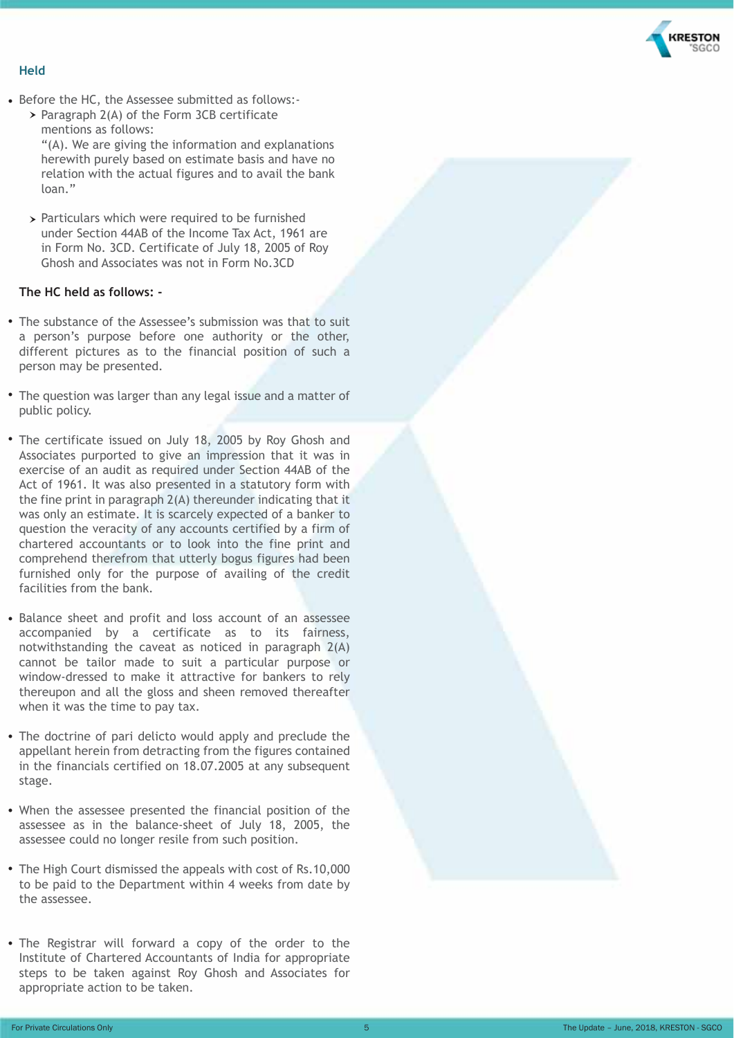## Held

- Before the HC, the Assessee submitted as follows:-
  - Paragraph 2(A) of the Form 3CB certificate mentions as follows:
    "(A). We are giving the information and explanations herewith purely based on estimate basis and have no relation with the actual figures and to avail the bank loan."
  - Particulars which were required to be furnished under Section 44AB of the Income Tax Act, 1961 are in Form No. 3CD. Certificate of July 18, 2005 of Roy Ghosh and Associates was not in Form No.3CD

**The HC held as follows: -**

- The substance of the Assessee's submission was that to suit a person's purpose before one authority or the other, different pictures as to the financial position of such a person may be presented.
- The question was larger than any legal issue and a matter of public policy.
- The certificate issued on July 18, 2005 by Roy Ghosh and Associates purported to give an impression that it was in exercise of an audit as required under Section 44AB of the Act of 1961. It was also presented in a statutory form with the fine print in paragraph 2(A) thereunder indicating that it was only an estimate. It is scarcely expected of a banker to question the veracity of any accounts certified by a firm of chartered accountants or to look into the fine print and comprehend therefrom that utterly bogus figures had been furnished only for the purpose of availing of the credit facilities from the bank.
- Balance sheet and profit and loss account of an assessee accompanied by a certificate as to its fairness, notwithstanding the caveat as noticed in paragraph 2(A) cannot be tailor made to suit a particular purpose or window-dressed to make it attractive for bankers to rely thereupon and all the gloss and sheen removed thereafter when it was the time to pay tax.
- The doctrine of pari delicto would apply and preclude the appellant herein from detracting from the figures contained in the financials certified on 18.07.2005 at any subsequent stage.
- When the assessee presented the financial position of the assessee as in the balance-sheet of July 18, 2005, the assessee could no longer resile from such position.
- The High Court dismissed the appeals with cost of Rs.10,000 to be paid to the Department within 4 weeks from date by the assessee.
- The Registrar will forward a copy of the order to the Institute of Chartered Accountants of India for appropriate steps to be taken against Roy Ghosh and Associates for appropriate action to be taken.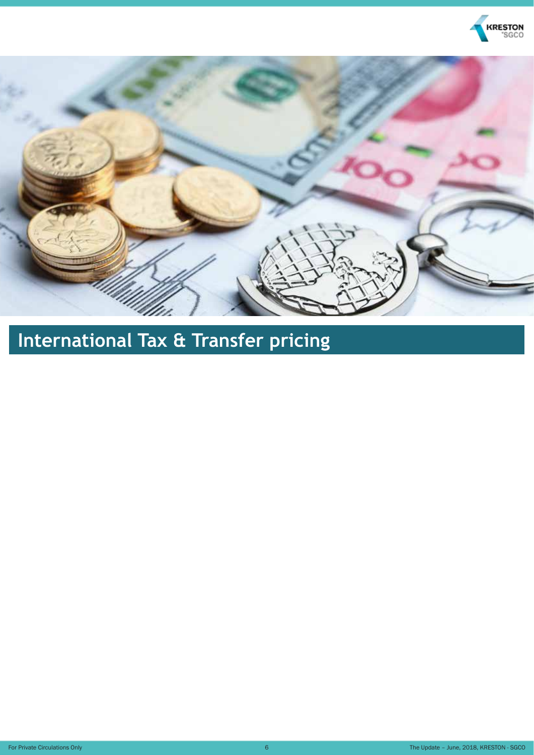# International Tax & Transfer pricing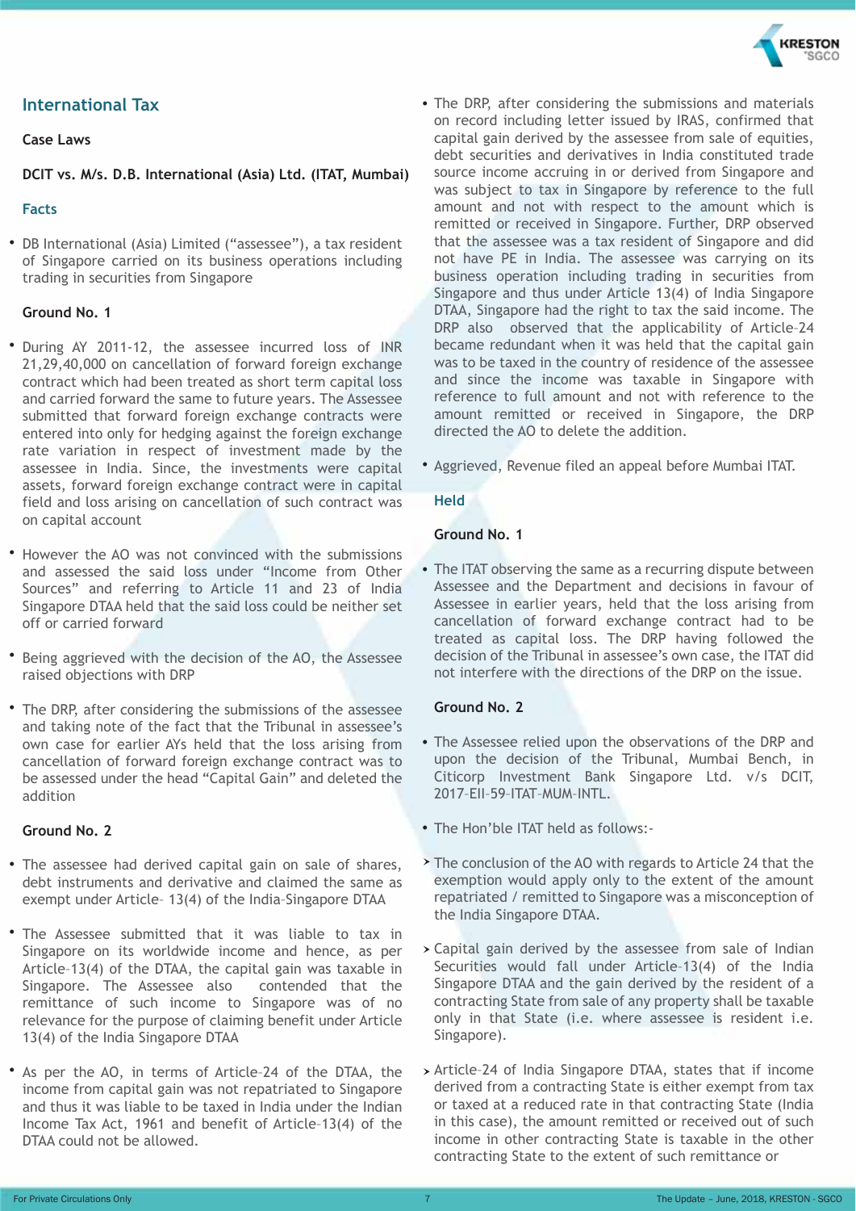## International Tax

### Case Laws

**DCIT vs. M/s. D.B. International (Asia) Ltd. (ITAT, Mumbai)**

#### Facts

- DB International (Asia) Limited ("assessee"), a tax resident of Singapore carried on its business operations including trading in securities from Singapore

**Ground No. 1**

- During AY 2011-12, the assessee incurred loss of INR 21,29,40,000 on cancellation of forward foreign exchange contract which had been treated as short term capital loss and carried forward the same to future years. The Assessee submitted that forward foreign exchange contracts were entered into only for hedging against the foreign exchange rate variation in respect of investment made by the assessee in India. Since, the investments were capital assets, forward foreign exchange contract were in capital field and loss arising on cancellation of such contract was on capital account

- However the AO was not convinced with the submissions and assessed the said loss under "Income from Other Sources" and referring to Article 11 and 23 of India Singapore DTAA held that the said loss could be neither set off or carried forward

- Being aggrieved with the decision of the AO, the Assessee raised objections with DRP

- The DRP, after considering the submissions of the assessee and taking note of the fact that the Tribunal in assessee's own case for earlier AYs held that the loss arising from cancellation of forward foreign exchange contract was to be assessed under the head "Capital Gain" and deleted the addition

**Ground No. 2**

- The assessee had derived capital gain on sale of shares, debt instruments and derivative and claimed the same as exempt under Article- 13(4) of the India-Singapore DTAA

- The Assessee submitted that it was liable to tax in Singapore on its worldwide income and hence, as per Article-13(4) of the DTAA, the capital gain was taxable in Singapore. The Assessee also contended that the remittance of such income to Singapore was of no relevance for the purpose of claiming benefit under Article 13(4) of the India Singapore DTAA

- As per the AO, in terms of Article-24 of the DTAA, the income from capital gain was not repatriated to Singapore and thus it was liable to be taxed in India under the Indian Income Tax Act, 1961 and benefit of Article-13(4) of the DTAA could not be allowed.

- The DRP, after considering the submissions and materials on record including letter issued by IRAS, confirmed that capital gain derived by the assessee from sale of equities, debt securities and derivatives in India constituted trade source income accruing in or derived from Singapore and was subject to tax in Singapore by reference to the full amount and not with respect to the amount which is remitted or received in Singapore. Further, DRP observed that the assessee was a tax resident of Singapore and did not have PE in India. The assessee was carrying on its business operation including trading in securities from Singapore and thus under Article 13(4) of India Singapore DTAA, Singapore had the right to tax the said income. The DRP also observed that the applicability of Article-24 became redundant when it was held that the capital gain was to be taxed in the country of residence of the assessee and since the income was taxable in Singapore with reference to full amount and not with reference to the amount remitted or received in Singapore, the DRP directed the AO to delete the addition.

- Aggrieved, Revenue filed an appeal before Mumbai ITAT.

#### Held

**Ground No. 1**

- The ITAT observing the same as a recurring dispute between Assessee and the Department and decisions in favour of Assessee in earlier years, held that the loss arising from cancellation of forward exchange contract had to be treated as capital loss. The DRP having followed the decision of the Tribunal in assessee's own case, the ITAT did not interfere with the directions of the DRP on the issue.

**Ground No. 2**

- The Assessee relied upon the observations of the DRP and upon the decision of the Tribunal, Mumbai Bench, in Citicorp Investment Bank Singapore Ltd. v/s DCIT, 2017-EII-59-ITAT-MUM-INTL.

- The Hon'ble ITAT held as follows:-

  - The conclusion of the AO with regards to Article 24 that the exemption would apply only to the extent of the amount repatriated / remitted to Singapore was a misconception of the India Singapore DTAA.

  - Capital gain derived by the assessee from sale of Indian Securities would fall under Article-13(4) of the India Singapore DTAA and the gain derived by the resident of a contracting State from sale of any property shall be taxable only in that State (i.e. where assessee is resident i.e. Singapore).

  - Article-24 of India Singapore DTAA, states that if income derived from a contracting State is either exempt from tax or taxed at a reduced rate in that contracting State (India in this case), the amount remitted or received out of such income in other contracting State is taxable in the other contracting State to the extent of such remittance or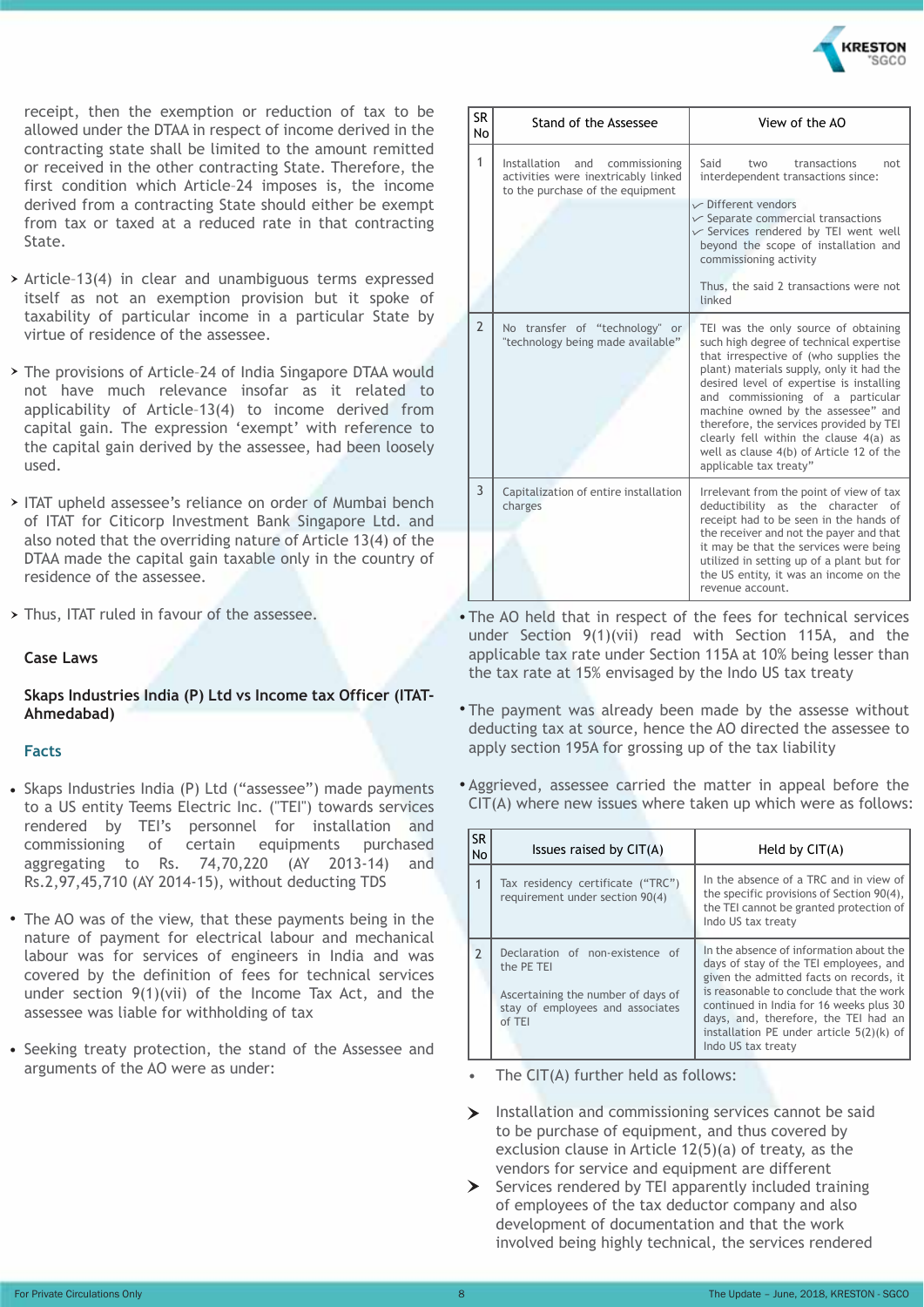receipt, then the exemption or reduction of tax to be allowed under the DTAA in respect of income derived in the contracting state shall be limited to the amount remitted or received in the other contracting State. Therefore, the first condition which Article-24 imposes is, the income derived from a contracting State should either be exempt from tax or taxed at a reduced rate in that contracting State.

- Article-13(4) in clear and unambiguous terms expressed itself as not an exemption provision but it spoke of taxability of particular income in a particular State by virtue of residence of the assessee.
- The provisions of Article-24 of India Singapore DTAA would not have much relevance insofar as it related to applicability of Article-13(4) to income derived from capital gain. The expression 'exempt' with reference to the capital gain derived by the assessee, had been loosely used.
- ITAT upheld assessee's reliance on order of Mumbai bench of ITAT for Citicorp Investment Bank Singapore Ltd. and also noted that the overriding nature of Article 13(4) of the DTAA made the capital gain taxable only in the country of residence of the assessee.
- Thus, ITAT ruled in favour of the assessee.

## Case Laws

### Skaps Industries India (P) Ltd vs Income tax Officer (ITAT-Ahmedabad)

#### Facts

- Skaps Industries India (P) Ltd ("assessee") made payments to a US entity Teems Electric Inc. ("TEI") towards services rendered by TEI's personnel for installation and commissioning of certain equipments purchased aggregating to Rs. 74,70,220 (AY 2013-14) and Rs.2,97,45,710 (AY 2014-15), without deducting TDS
- The AO was of the view, that these payments being in the nature of payment for electrical labour and mechanical labour was for services of engineers in India and was covered by the definition of fees for technical services under section 9(1)(vii) of the Income Tax Act, and the assessee was liable for withholding of tax
- Seeking treaty protection, the stand of the Assessee and arguments of the AO were as under:

| SR No | Stand of the Assessee | View of the AO |
|---|---|---|
| 1 | Installation and commissioning activities were inextricably linked to the purchase of the equipment | Said two transactions not interdependent transactions since: ✓ Different vendors ✓ Separate commercial transactions ✓ Services rendered by TEI went well beyond the scope of installation and commissioning activity. Thus, the said 2 transactions were not linked |
| 2 | No transfer of "technology" or "technology being made available" | TEI was the only source of obtaining such high degree of technical expertise that irrespective of (who supplies the plant) materials supply, only it had the desired level of expertise is installing and commissioning of a particular machine owned by the assessee" and therefore, the services provided by TEI clearly fell within the clause 4(a) as well as clause 4(b) of Article 12 of the applicable tax treaty" |
| 3 | Capitalization of entire installation charges | Irrelevant from the point of view of tax deductibility as the character of receipt had to be seen in the hands of the receiver and not the payer and that it may be that the services were being utilized in setting up of a plant but for the US entity, it was an income on the revenue account. |

- The AO held that in respect of the fees for technical services under Section 9(1)(vii) read with Section 115A, and the applicable tax rate under Section 115A at 10% being lesser than the tax rate at 15% envisaged by the Indo US tax treaty
- The payment was already been made by the assesse without deducting tax at source, hence the AO directed the assessee to apply section 195A for grossing up of the tax liability
- Aggrieved, assessee carried the matter in appeal before the CIT(A) where new issues where taken up which were as follows:

| SR No | Issues raised by CIT(A) | Held by CIT(A) |
|---|---|---|
| 1 | Tax residency certificate ("TRC") requirement under section 90(4) | In the absence of a TRC and in view of the specific provisions of Section 90(4), the TEI cannot be granted protection of Indo US tax treaty |
| 2 | Declaration of non-existence of the PE TEI. Ascertaining the number of days of stay of employees and associates of TEI | In the absence of information about the days of stay of the TEI employees, and given the admitted facts on records, it is reasonable to conclude that the work continued in India for 16 weeks plus 30 days, and, therefore, the TEI had an installation PE under article 5(2)(k) of Indo US tax treaty |

- The CIT(A) further held as follows:
  - Installation and commissioning services cannot be said to be purchase of equipment, and thus covered by exclusion clause in Article 12(5)(a) of treaty, as the vendors for service and equipment are different
  - Services rendered by TEI apparently included training of employees of the tax deductor company and also development of documentation and that the work involved being highly technical, the services rendered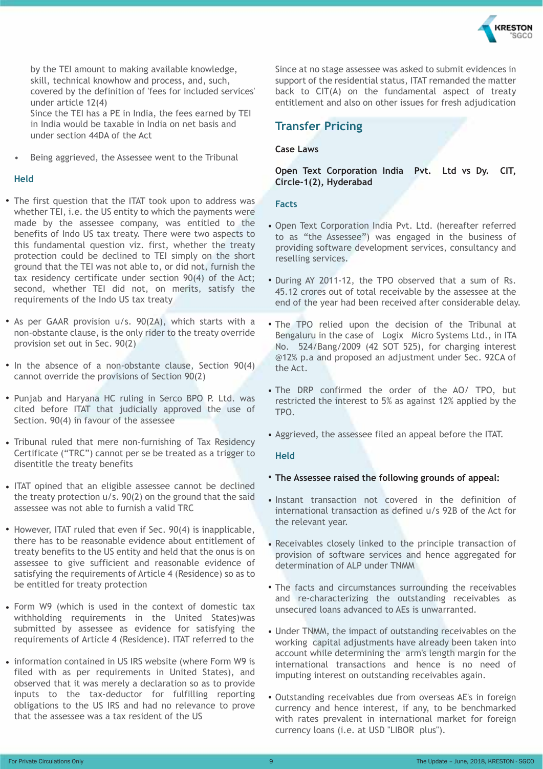by the TEI amount to making available knowledge, skill, technical knowhow and process, and, such, covered by the definition of 'fees for included services' under article 12(4)

Since the TEI has a PE in India, the fees earned by TEI in India would be taxable in India on net basis and under section 44DA of the Act

- Being aggrieved, the Assessee went to the Tribunal

### Held

- The first question that the ITAT took upon to address was whether TEI, i.e. the US entity to which the payments were made by the assessee company, was entitled to the benefits of Indo US tax treaty. There were two aspects to this fundamental question viz. first, whether the treaty protection could be declined to TEI simply on the short ground that the TEI was not able to, or did not, furnish the tax residency certificate under section 90(4) of the Act; second, whether TEI did not, on merits, satisfy the requirements of the Indo US tax treaty
- As per GAAR provision u/s. 90(2A), which starts with a non-obstante clause, is the only rider to the treaty override provision set out in Sec. 90(2)
- In the absence of a non-obstante clause, Section 90(4) cannot override the provisions of Section 90(2)
- Punjab and Haryana HC ruling in Serco BPO P. Ltd. was cited before ITAT that judicially approved the use of Section. 90(4) in favour of the assessee
- Tribunal ruled that mere non-furnishing of Tax Residency Certificate ("TRC") cannot per se be treated as a trigger to disentitle the treaty benefits
- ITAT opined that an eligible assessee cannot be declined the treaty protection u/s. 90(2) on the ground that the said assessee was not able to furnish a valid TRC
- However, ITAT ruled that even if Sec. 90(4) is inapplicable, there has to be reasonable evidence about entitlement of treaty benefits to the US entity and held that the onus is on assessee to give sufficient and reasonable evidence of satisfying the requirements of Article 4 (Residence) so as to be entitled for treaty protection
- Form W9 (which is used in the context of domestic tax withholding requirements in the United States)was submitted by assessee as evidence for satisfying the requirements of Article 4 (Residence). ITAT referred to the
- information contained in US IRS website (where Form W9 is filed with as per requirements in United States), and observed that it was merely a declaration so as to provide inputs to the tax-deductor for fulfilling reporting obligations to the US IRS and had no relevance to prove that the assessee was a tax resident of the US

Since at no stage assessee was asked to submit evidences in support of the residential status, ITAT remanded the matter back to CIT(A) on the fundamental aspect of treaty entitlement and also on other issues for fresh adjudication

## Transfer Pricing

### Case Laws

**Open Text Corporation India Pvt. Ltd vs Dy. CIT, Circle-1(2), Hyderabad**

### Facts

- Open Text Corporation India Pvt. Ltd. (hereafter referred to as "the Assessee") was engaged in the business of providing software development services, consultancy and reselling services.
- During AY 2011-12, the TPO observed that a sum of Rs. 45.12 crores out of total receivable by the assessee at the end of the year had been received after considerable delay.
- The TPO relied upon the decision of the Tribunal at Bengaluru in the case of Logix Micro Systems Ltd., in ITA No. 524/Bang/2009 (42 SOT 525), for charging interest @12% p.a and proposed an adjustment under Sec. 92CA of the Act.
- The DRP confirmed the order of the AO/ TPO, but restricted the interest to 5% as against 12% applied by the TPO.
- Aggrieved, the assessee filed an appeal before the ITAT.

### Held

- **The Assessee raised the following grounds of appeal:**
- Instant transaction not covered in the definition of international transaction as defined u/s 92B of the Act for the relevant year.
- Receivables closely linked to the principle transaction of provision of software services and hence aggregated for determination of ALP under TNMM
- The facts and circumstances surrounding the receivables and re-characterizing the outstanding receivables as unsecured loans advanced to AEs is unwarranted.
- Under TNMM, the impact of outstanding receivables on the working capital adjustments have already been taken into account while determining the arm's length margin for the international transactions and hence is no need of imputing interest on outstanding receivables again.
- Outstanding receivables due from overseas AE's in foreign currency and hence interest, if any, to be benchmarked with rates prevalent in international market for foreign currency loans (i.e. at USD "LIBOR plus").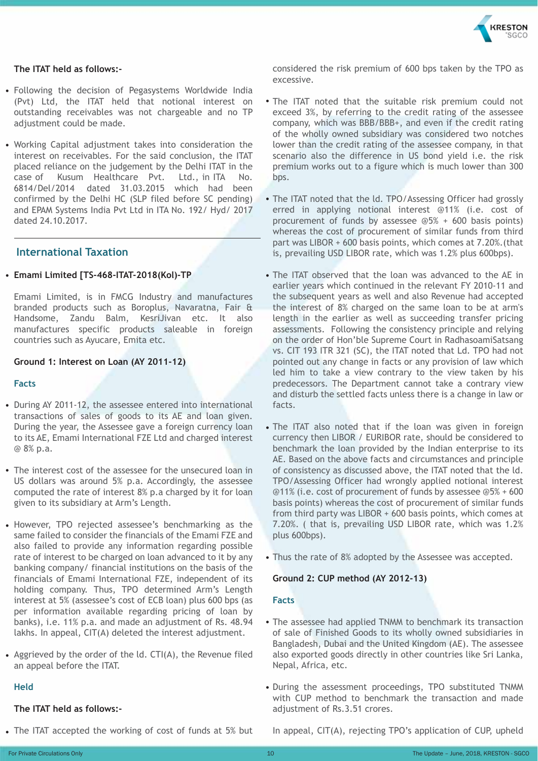**The ITAT held as follows:-**

- Following the decision of Pegasystems Worldwide India (Pvt) Ltd, the ITAT held that notional interest on outstanding receivables was not chargeable and no TP adjustment could be made.

- Working Capital adjustment takes into consideration the interest on receivables. For the said conclusion, the ITAT placed reliance on the judgement by the Delhi ITAT in the case of Kusum Healthcare Pvt. Ltd., in ITA No. 6814/Del/2014 dated 31.03.2015 which had been confirmed by the Delhi HC (SLP filed before SC pending) and EPAM Systems India Pvt Ltd in ITA No. 192/ Hyd/ 2017 dated 24.10.2017.

## International Taxation

- **Emami Limited [TS-468-ITAT-2018(Kol)-TP**

Emami Limited, is in FMCG Industry and manufactures branded products such as Boroplus, Navaratna, Fair & Handsome, Zandu Balm, KesriJivan etc. It also manufactures specific products saleable in foreign countries such as Ayucare, Emita etc.

**Ground 1: Interest on Loan (AY 2011-12)**

### Facts

- During AY 2011-12, the assessee entered into international transactions of sales of goods to its AE and loan given. During the year, the Assessee gave a foreign currency loan to its AE, Emami International FZE Ltd and charged interest @ 8% p.a.

- The interest cost of the assessee for the unsecured loan in US dollars was around 5% p.a. Accordingly, the assessee computed the rate of interest 8% p.a charged by it for loan given to its subsidiary at Arm's Length.

- However, TPO rejected assessee's benchmarking as the same failed to consider the financials of the Emami FZE and also failed to provide any information regarding possible rate of interest to be charged on loan advanced to it by any banking company/ financial institutions on the basis of the financials of Emami International FZE, independent of its holding company. Thus, TPO determined Arm's Length interest at 5% (assessee's cost of ECB loan) plus 600 bps (as per information available regarding pricing of loan by banks), i.e. 11% p.a. and made an adjustment of Rs. 48.94 lakhs. In appeal, CIT(A) deleted the interest adjustment.

- Aggrieved by the order of the ld. CTI(A), the Revenue filed an appeal before the ITAT.

### Held

**The ITAT held as follows:-**

- The ITAT accepted the working of cost of funds at 5% but considered the risk premium of 600 bps taken by the TPO as excessive.

- The ITAT noted that the suitable risk premium could not exceed 3%, by referring to the credit rating of the assessee company, which was BBB/BBB+, and even if the credit rating of the wholly owned subsidiary was considered two notches lower than the credit rating of the assessee company, in that scenario also the difference in US bond yield i.e. the risk premium works out to a figure which is much lower than 300 bps.

- The ITAT noted that the ld. TPO/Assessing Officer had grossly erred in applying notional interest @11% (i.e. cost of procurement of funds by assessee @5% + 600 basis points) whereas the cost of procurement of similar funds from third part was LIBOR + 600 basis points, which comes at 7.20%.(that is, prevailing USD LIBOR rate, which was 1.2% plus 600bps).

- The ITAT observed that the loan was advanced to the AE in earlier years which continued in the relevant FY 2010-11 and the subsequent years as well and also Revenue had accepted the interest of 8% charged on the same loan to be at arm's length in the earlier as well as succeeding transfer pricing assessments. Following the consistency principle and relying on the order of Hon'ble Supreme Court in RadhasoamiSatsang vs. CIT 193 ITR 321 (SC), the ITAT noted that Ld. TPO had not pointed out any change in facts or any provision of law which led him to take a view contrary to the view taken by his predecessors. The Department cannot take a contrary view and disturb the settled facts unless there is a change in law or facts.

- The ITAT also noted that if the loan was given in foreign currency then LIBOR / EURIBOR rate, should be considered to benchmark the loan provided by the Indian enterprise to its AE. Based on the above facts and circumstances and principle of consistency as discussed above, the ITAT noted that the ld. TPO/Assessing Officer had wrongly applied notional interest @11% (i.e. cost of procurement of funds by assessee @5% + 600 basis points) whereas the cost of procurement of similar funds from third party was LIBOR + 600 basis points, which comes at 7.20%. ( that is, prevailing USD LIBOR rate, which was 1.2% plus 600bps).

- Thus the rate of 8% adopted by the Assessee was accepted.

**Ground 2: CUP method (AY 2012-13)**

### Facts

- The assessee had applied TNMM to benchmark its transaction of sale of Finished Goods to its wholly owned subsidiaries in Bangladesh, Dubai and the United Kingdom (AE). The assessee also exported goods directly in other countries like Sri Lanka, Nepal, Africa, etc.

- During the assessment proceedings, TPO substituted TNMM with CUP method to benchmark the transaction and made adjustment of Rs.3.51 crores.

In appeal, CIT(A), rejecting TPO's application of CUP, upheld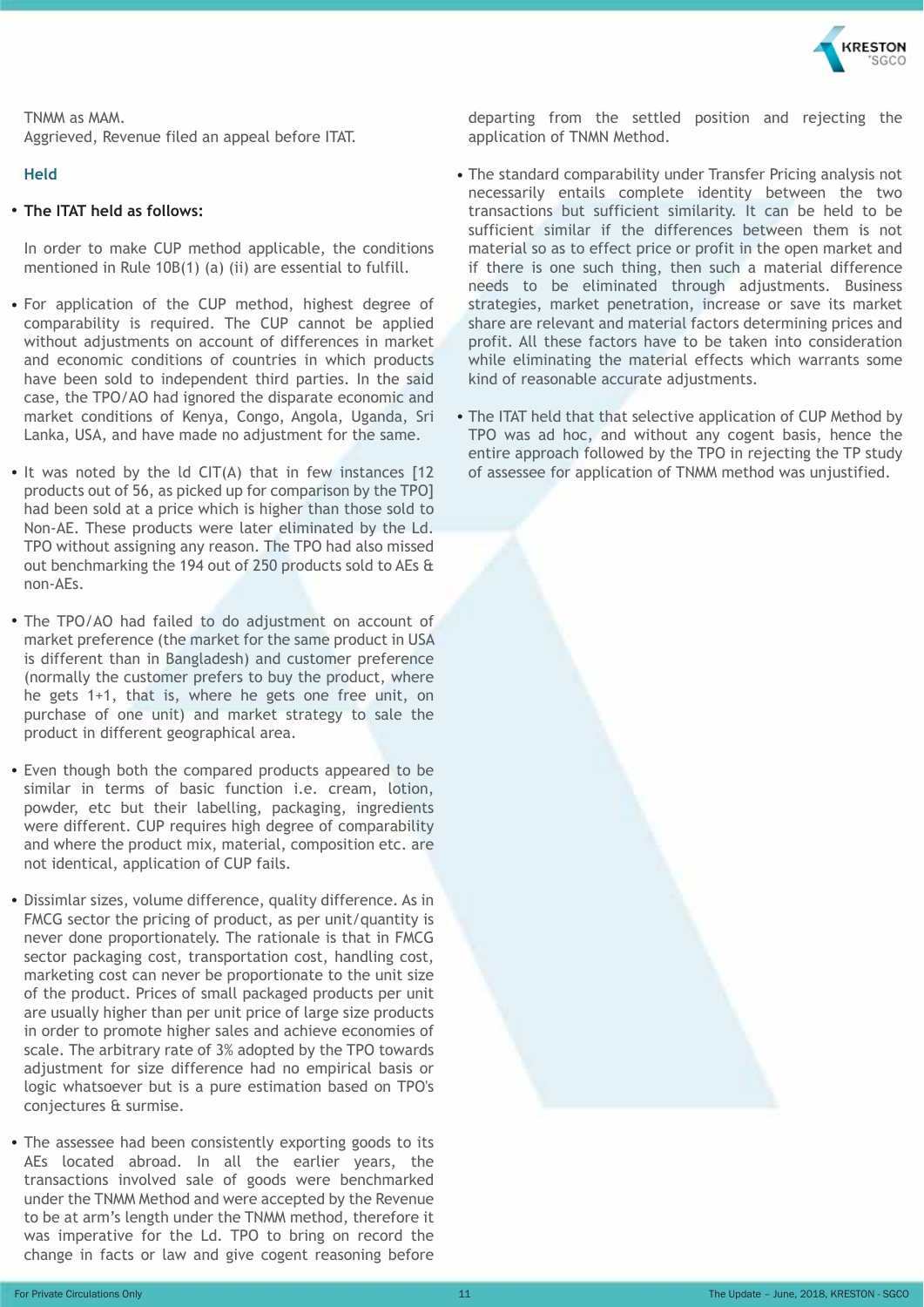TNMM as MAM.
Aggrieved, Revenue filed an appeal before ITAT.

### Held

- **The ITAT held as follows:**

  In order to make CUP method applicable, the conditions mentioned in Rule 10B(1) (a) (ii) are essential to fulfill.

- For application of the CUP method, highest degree of comparability is required. The CUP cannot be applied without adjustments on account of differences in market and economic conditions of countries in which products have been sold to independent third parties. In the said case, the TPO/AO had ignored the disparate economic and market conditions of Kenya, Congo, Angola, Uganda, Sri Lanka, USA, and have made no adjustment for the same.

- It was noted by the ld CIT(A) that in few instances [12 products out of 56, as picked up for comparison by the TPO] had been sold at a price which is higher than those sold to Non-AE. These products were later eliminated by the Ld. TPO without assigning any reason. The TPO had also missed out benchmarking the 194 out of 250 products sold to AEs & non-AEs.

- The TPO/AO had failed to do adjustment on account of market preference (the market for the same product in USA is different than in Bangladesh) and customer preference (normally the customer prefers to buy the product, where he gets 1+1, that is, where he gets one free unit, on purchase of one unit) and market strategy to sale the product in different geographical area.

- Even though both the compared products appeared to be similar in terms of basic function i.e. cream, lotion, powder, etc but their labelling, packaging, ingredients were different. CUP requires high degree of comparability and where the product mix, material, composition etc. are not identical, application of CUP fails.

- Dissimlar sizes, volume difference, quality difference. As in FMCG sector the pricing of product, as per unit/quantity is never done proportionately. The rationale is that in FMCG sector packaging cost, transportation cost, handling cost, marketing cost can never be proportionate to the unit size of the product. Prices of small packaged products per unit are usually higher than per unit price of large size products in order to promote higher sales and achieve economies of scale. The arbitrary rate of 3% adopted by the TPO towards adjustment for size difference had no empirical basis or logic whatsoever but is a pure estimation based on TPO's conjectures & surmise.

- The assessee had been consistently exporting goods to its AEs located abroad. In all the earlier years, the transactions involved sale of goods were benchmarked under the TNMM Method and were accepted by the Revenue to be at arm's length under the TNMM method, therefore it was imperative for the Ld. TPO to bring on record the change in facts or law and give cogent reasoning before departing from the settled position and rejecting the application of TNMN Method.

- The standard comparability under Transfer Pricing analysis not necessarily entails complete identity between the two transactions but sufficient similarity. It can be held to be sufficient similar if the differences between them is not material so as to effect price or profit in the open market and if there is one such thing, then such a material difference needs to be eliminated through adjustments. Business strategies, market penetration, increase or save its market share are relevant and material factors determining prices and profit. All these factors have to be taken into consideration while eliminating the material effects which warrants some kind of reasonable accurate adjustments.

- The ITAT held that that selective application of CUP Method by TPO was ad hoc, and without any cogent basis, hence the entire approach followed by the TPO in rejecting the TP study of assessee for application of TNMM method was unjustified.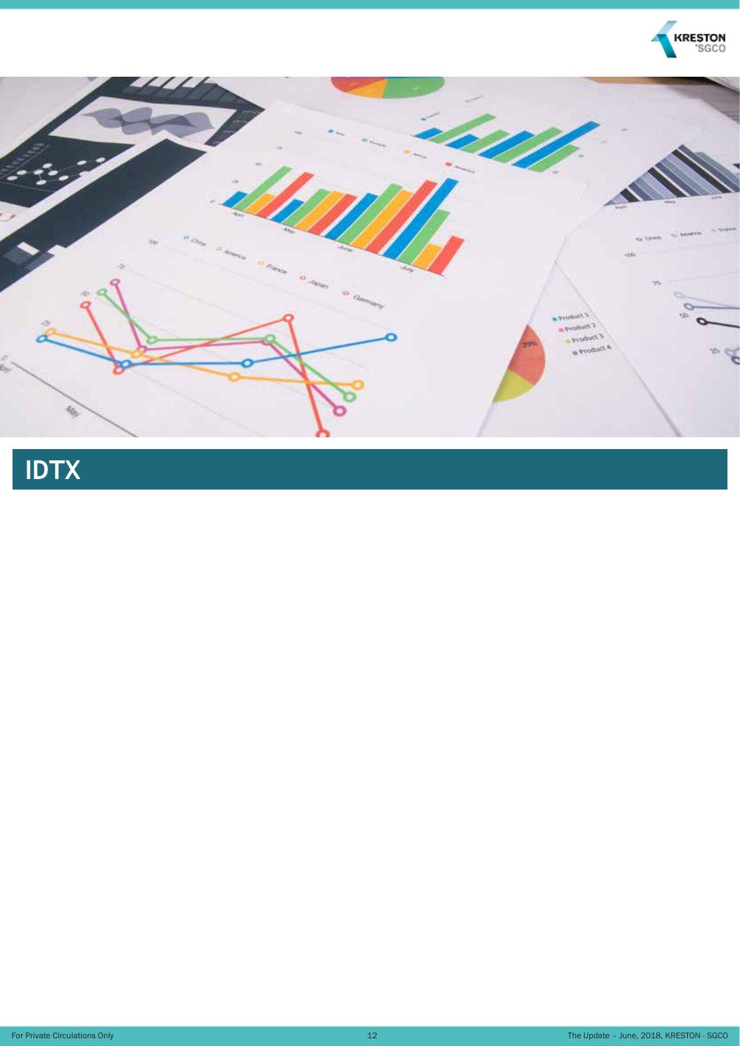# IDTX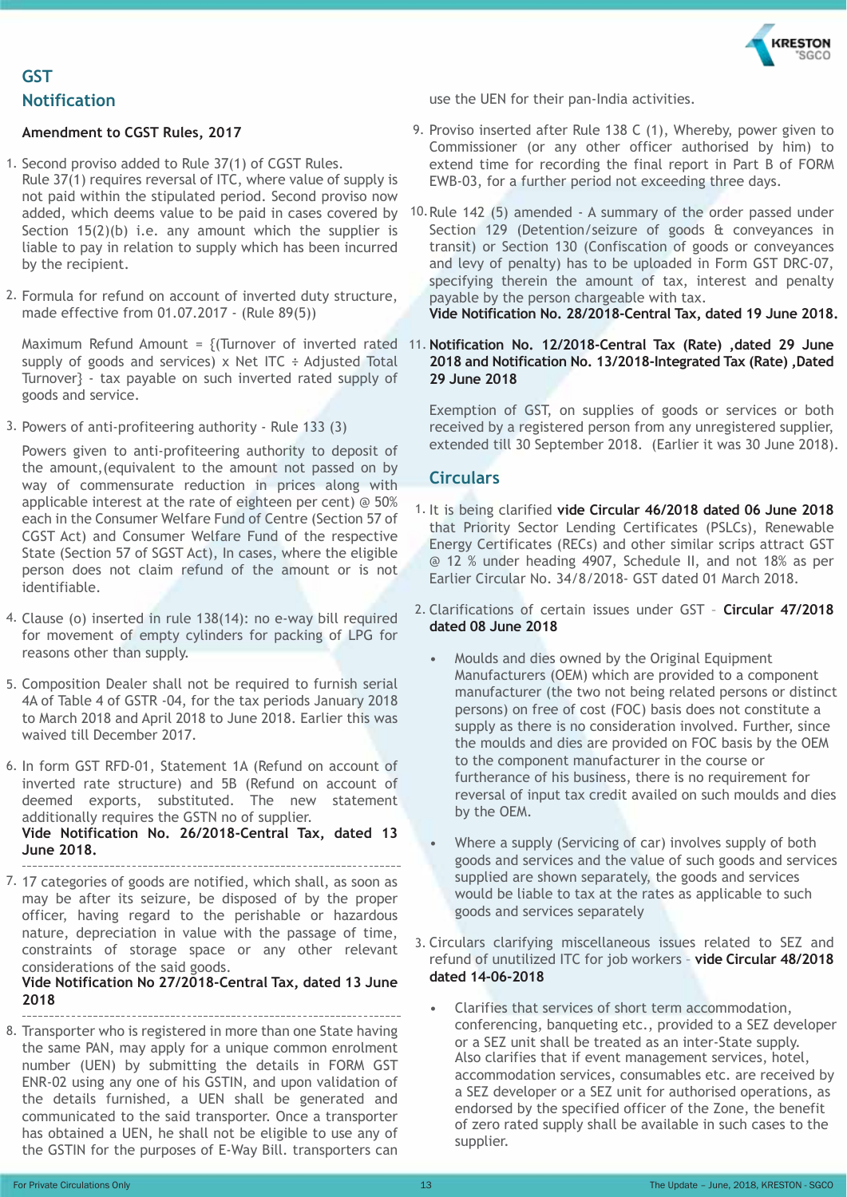## GST

## Notification

**Amendment to CGST Rules, 2017**

1. Second proviso added to Rule 37(1) of CGST Rules. Rule 37(1) requires reversal of ITC, where value of supply is not paid within the stipulated period. Second proviso now added, which deems value to be paid in cases covered by Section 15(2)(b) i.e. any amount which the supplier is liable to pay in relation to supply which has been incurred by the recipient.

2. Formula for refund on account of inverted duty structure, made effective from 01.07.2017 - (Rule 89(5))

   Maximum Refund Amount = {(Turnover of inverted rated supply of goods and services) x Net ITC ÷ Adjusted Total Turnover} - tax payable on such inverted rated supply of goods and service.

3. Powers of anti-profiteering authority - Rule 133 (3)

   Powers given to anti-profiteering authority to deposit of the amount,(equivalent to the amount not passed on by way of commensurate reduction in prices along with applicable interest at the rate of eighteen per cent) @ 50% each in the Consumer Welfare Fund of Centre (Section 57 of CGST Act) and Consumer Welfare Fund of the respective State (Section 57 of SGST Act), In cases, where the eligible person does not claim refund of the amount or is not identifiable.

4. Clause (o) inserted in rule 138(14): no e-way bill required for movement of empty cylinders for packing of LPG for reasons other than supply.

5. Composition Dealer shall not be required to furnish serial 4A of Table 4 of GSTR -04, for the tax periods January 2018 to March 2018 and April 2018 to June 2018. Earlier this was waived till December 2017.

6. In form GST RFD-01, Statement 1A (Refund on account of inverted rate structure) and 5B (Refund on account of deemed exports, substituted. The new statement additionally requires the GSTN no of supplier.
   **Vide Notification No. 26/2018-Central Tax, dated 13 June 2018.**

---

7. 17 categories of goods are notified, which shall, as soon as may be after its seizure, be disposed of by the proper officer, having regard to the perishable or hazardous nature, depreciation in value with the passage of time, constraints of storage space or any other relevant considerations of the said goods.
   **Vide Notification No 27/2018-Central Tax, dated 13 June 2018**

---

8. Transporter who is registered in more than one State having the same PAN, may apply for a unique common enrolment number (UEN) by submitting the details in FORM GST ENR-02 using any one of his GSTIN, and upon validation of the details furnished, a UEN shall be generated and communicated to the said transporter. Once a transporter has obtained a UEN, he shall not be eligible to use any of the GSTIN for the purposes of E-Way Bill. transporters can use the UEN for their pan-India activities.

9. Proviso inserted after Rule 138 C (1), Whereby, power given to Commissioner (or any other officer authorised by him) to extend time for recording the final report in Part B of FORM EWB-03, for a further period not exceeding three days.

10. Rule 142 (5) amended - A summary of the order passed under Section 129 (Detention/seizure of goods & conveyances in transit) or Section 130 (Confiscation of goods or conveyances and levy of penalty) has to be uploaded in Form GST DRC-07, specifying therein the amount of tax, interest and penalty payable by the person chargeable with tax.
    **Vide Notification No. 28/2018-Central Tax, dated 19 June 2018.**

11. **Notification No. 12/2018-Central Tax (Rate) ,dated 29 June 2018 and Notification No. 13/2018-Integrated Tax (Rate) ,Dated 29 June 2018**

    Exemption of GST, on supplies of goods or services or both received by a registered person from any unregistered supplier, extended till 30 September 2018. (Earlier it was 30 June 2018).

## Circulars

1. It is being clarified **vide Circular 46/2018 dated 06 June 2018** that Priority Sector Lending Certificates (PSLCs), Renewable Energy Certificates (RECs) and other similar scrips attract GST @ 12 % under heading 4907, Schedule II, and not 18% as per Earlier Circular No. 34/8/2018- GST dated 01 March 2018.

2. Clarifications of certain issues under GST – **Circular 47/2018 dated 08 June 2018**

   - Moulds and dies owned by the Original Equipment Manufacturers (OEM) which are provided to a component manufacturer (the two not being related persons or distinct persons) on free of cost (FOC) basis does not constitute a supply as there is no consideration involved. Further, since the moulds and dies are provided on FOC basis by the OEM to the component manufacturer in the course or furtherance of his business, there is no requirement for reversal of input tax credit availed on such moulds and dies by the OEM.

   - Where a supply (Servicing of car) involves supply of both goods and services and the value of such goods and services supplied are shown separately, the goods and services would be liable to tax at the rates as applicable to such goods and services separately

3. Circulars clarifying miscellaneous issues related to SEZ and refund of unutilized ITC for job workers – **vide Circular 48/2018 dated 14-06-2018**

   - Clarifies that services of short term accommodation, conferencing, banqueting etc., provided to a SEZ developer or a SEZ unit shall be treated as an inter-State supply. Also clarifies that if event management services, hotel, accommodation services, consumables etc. are received by a SEZ developer or a SEZ unit for authorised operations, as endorsed by the specified officer of the Zone, the benefit of zero rated supply shall be available in such cases to the supplier.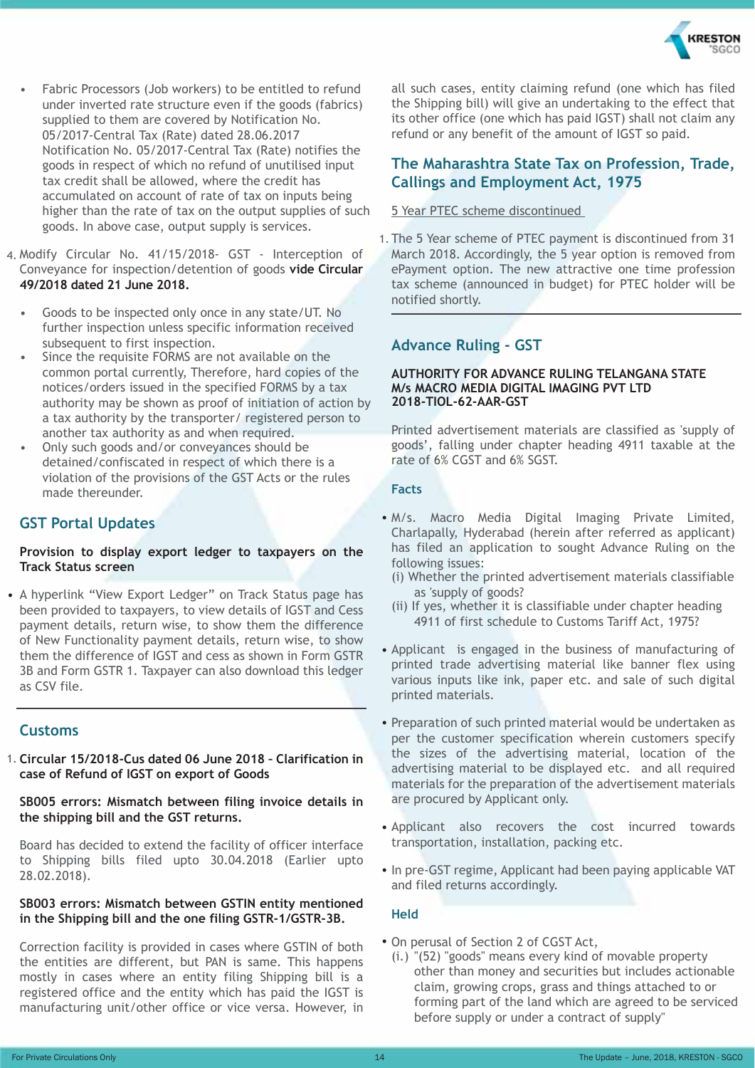- Fabric Processors (Job workers) to be entitled to refund under inverted rate structure even if the goods (fabrics) supplied to them are covered by Notification No. 05/2017-Central Tax (Rate) dated 28.06.2017 Notification No. 05/2017-Central Tax (Rate) notifies the goods in respect of which no refund of unutilised input tax credit shall be allowed, where the credit has accumulated on account of rate of tax on inputs being higher than the rate of tax on the output supplies of such goods. In above case, output supply is services.

4. Modify Circular No. 41/15/2018- GST - Interception of Conveyance for inspection/detention of goods **vide Circular 49/2018 dated 21 June 2018.**

- Goods to be inspected only once in any state/UT. No further inspection unless specific information received subsequent to first inspection.
- Since the requisite FORMS are not available on the common portal currently, Therefore, hard copies of the notices/orders issued in the specified FORMS by a tax authority may be shown as proof of initiation of action by a tax authority by the transporter/ registered person to another tax authority as and when required.
- Only such goods and/or conveyances should be detained/confiscated in respect of which there is a violation of the provisions of the GST Acts or the rules made thereunder.

## GST Portal Updates

**Provision to display export ledger to taxpayers on the Track Status screen**

- A hyperlink "View Export Ledger" on Track Status page has been provided to taxpayers, to view details of IGST and Cess payment details, return wise, to show them the difference of New Functionality payment details, return wise, to show them the difference of IGST and cess as shown in Form GSTR 3B and Form GSTR 1. Taxpayer can also download this ledger as CSV file.

## Customs

1. **Circular 15/2018-Cus dated 06 June 2018 - Clarification in case of Refund of IGST on export of Goods**

**SB005 errors: Mismatch between filing invoice details in the shipping bill and the GST returns.**

Board has decided to extend the facility of officer interface to Shipping bills filed upto 30.04.2018 (Earlier upto 28.02.2018).

**SB003 errors: Mismatch between GSTIN entity mentioned in the Shipping bill and the one filing GSTR-1/GSTR-3B.**

Correction facility is provided in cases where GSTIN of both the entities are different, but PAN is same. This happens mostly in cases where an entity filing Shipping bill is a registered office and the entity which has paid the IGST is manufacturing unit/other office or vice versa. However, in all such cases, entity claiming refund (one which has filed the Shipping bill) will give an undertaking to the effect that its other office (one which has paid IGST) shall not claim any refund or any benefit of the amount of IGST so paid.

## The Maharashtra State Tax on Profession, Trade, Callings and Employment Act, 1975

5 Year PTEC scheme discontinued

1. The 5 Year scheme of PTEC payment is discontinued from 31 March 2018. Accordingly, the 5 year option is removed from ePayment option. The new attractive one time profession tax scheme (announced in budget) for PTEC holder will be notified shortly.

## Advance Ruling - GST

**AUTHORITY FOR ADVANCE RULING TELANGANA STATE**
**M/s MACRO MEDIA DIGITAL IMAGING PVT LTD**
**2018-TIOL-62-AAR-GST**

Printed advertisement materials are classified as 'supply of goods', falling under chapter heading 4911 taxable at the rate of 6% CGST and 6% SGST.

### Facts

- M/s. Macro Media Digital Imaging Private Limited, Charlapally, Hyderabad (herein after referred as applicant) has filed an application to sought Advance Ruling on the following issues:
  (i) Whether the printed advertisement materials classifiable as 'supply of goods?
  (ii) If yes, whether it is classifiable under chapter heading 4911 of first schedule to Customs Tariff Act, 1975?
- Applicant is engaged in the business of manufacturing of printed trade advertising material like banner flex using various inputs like ink, paper etc. and sale of such digital printed materials.
- Preparation of such printed material would be undertaken as per the customer specification wherein customers specify the sizes of the advertising material, location of the advertising material to be displayed etc. and all required materials for the preparation of the advertisement materials are procured by Applicant only.
- Applicant also recovers the cost incurred towards transportation, installation, packing etc.
- In pre-GST regime, Applicant had been paying applicable VAT and filed returns accordingly.

### Held

- On perusal of Section 2 of CGST Act,
  (i.) "(52) "goods" means every kind of movable property other than money and securities but includes actionable claim, growing crops, grass and things attached to or forming part of the land which are agreed to be serviced before supply or under a contract of supply"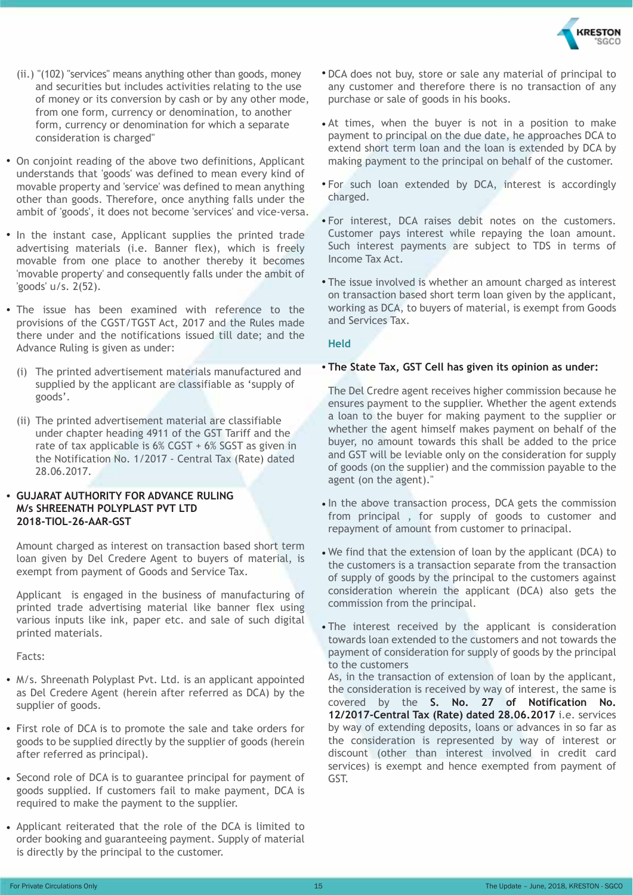(ii.) "(102) "services" means anything other than goods, money and securities but includes activities relating to the use of money or its conversion by cash or by any other mode, from one form, currency or denomination, to another form, currency or denomination for which a separate consideration is charged"

- On conjoint reading of the above two definitions, Applicant understands that 'goods' was defined to mean every kind of movable property and 'service' was defined to mean anything other than goods. Therefore, once anything falls under the ambit of 'goods', it does not become 'services' and vice-versa.
- In the instant case, Applicant supplies the printed trade advertising materials (i.e. Banner flex), which is freely movable from one place to another thereby it becomes 'movable property' and consequently falls under the ambit of 'goods' u/s. 2(52).
- The issue has been examined with reference to the provisions of the CGST/TGST Act, 2017 and the Rules made there under and the notifications issued till date; and the Advance Ruling is given as under:

  (i) The printed advertisement materials manufactured and supplied by the applicant are classifiable as 'supply of goods'.

  (ii) The printed advertisement material are classifiable under chapter heading 4911 of the GST Tariff and the rate of tax applicable is 6% CGST + 6% SGST as given in the Notification No. 1/2017 - Central Tax (Rate) dated 28.06.2017.

- **GUJARAT AUTHORITY FOR ADVANCE RULING M/s SHREENATH POLYPLAST PVT LTD 2018-TIOL-26-AAR-GST**

Amount charged as interest on transaction based short term loan given by Del Credere Agent to buyers of material, is exempt from payment of Goods and Service Tax.

Applicant is engaged in the business of manufacturing of printed trade advertising material like banner flex using various inputs like ink, paper etc. and sale of such digital printed materials.

Facts:

- M/s. Shreenath Polyplast Pvt. Ltd. is an applicant appointed as Del Credere Agent (herein after referred as DCA) by the supplier of goods.
- First role of DCA is to promote the sale and take orders for goods to be supplied directly by the supplier of goods (herein after referred as principal).
- Second role of DCA is to guarantee principal for payment of goods supplied. If customers fail to make payment, DCA is required to make the payment to the supplier.
- Applicant reiterated that the role of the DCA is limited to order booking and guaranteeing payment. Supply of material is directly by the principal to the customer.
- DCA does not buy, store or sale any material of principal to any customer and therefore there is no transaction of any purchase or sale of goods in his books.
- At times, when the buyer is not in a position to make payment to principal on the due date, he approaches DCA to extend short term loan and the loan is extended by DCA by making payment to the principal on behalf of the customer.
- For such loan extended by DCA, interest is accordingly charged.
- For interest, DCA raises debit notes on the customers. Customer pays interest while repaying the loan amount. Such interest payments are subject to TDS in terms of Income Tax Act.
- The issue involved is whether an amount charged as interest on transaction based short term loan given by the applicant, working as DCA, to buyers of material, is exempt from Goods and Services Tax.

### Held

- **The State Tax, GST Cell has given its opinion as under:**

  The Del Credre agent receives higher commission because he ensures payment to the supplier. Whether the agent extends a loan to the buyer for making payment to the supplier or whether the agent himself makes payment on behalf of the buyer, no amount towards this shall be added to the price and GST will be leviable only on the consideration for supply of goods (on the supplier) and the commission payable to the agent (on the agent)."

- In the above transaction process, DCA gets the commission from principal , for supply of goods to customer and repayment of amount from customer to prinacipal.
- We find that the extension of loan by the applicant (DCA) to the customers is a transaction separate from the transaction of supply of goods by the principal to the customers against consideration wherein the applicant (DCA) also gets the commission from the principal.
- The interest received by the applicant is consideration towards loan extended to the customers and not towards the payment of consideration for supply of goods by the principal to the customers
  As, in the transaction of extension of loan by the applicant, the consideration is received by way of interest, the same is covered by the **S. No. 27 of Notification No. 12/2017-Central Tax (Rate) dated 28.06.2017** i.e. services by way of extending deposits, loans or advances in so far as the consideration is represented by way of interest or discount (other than interest involved in credit card services) is exempt and hence exempted from payment of GST.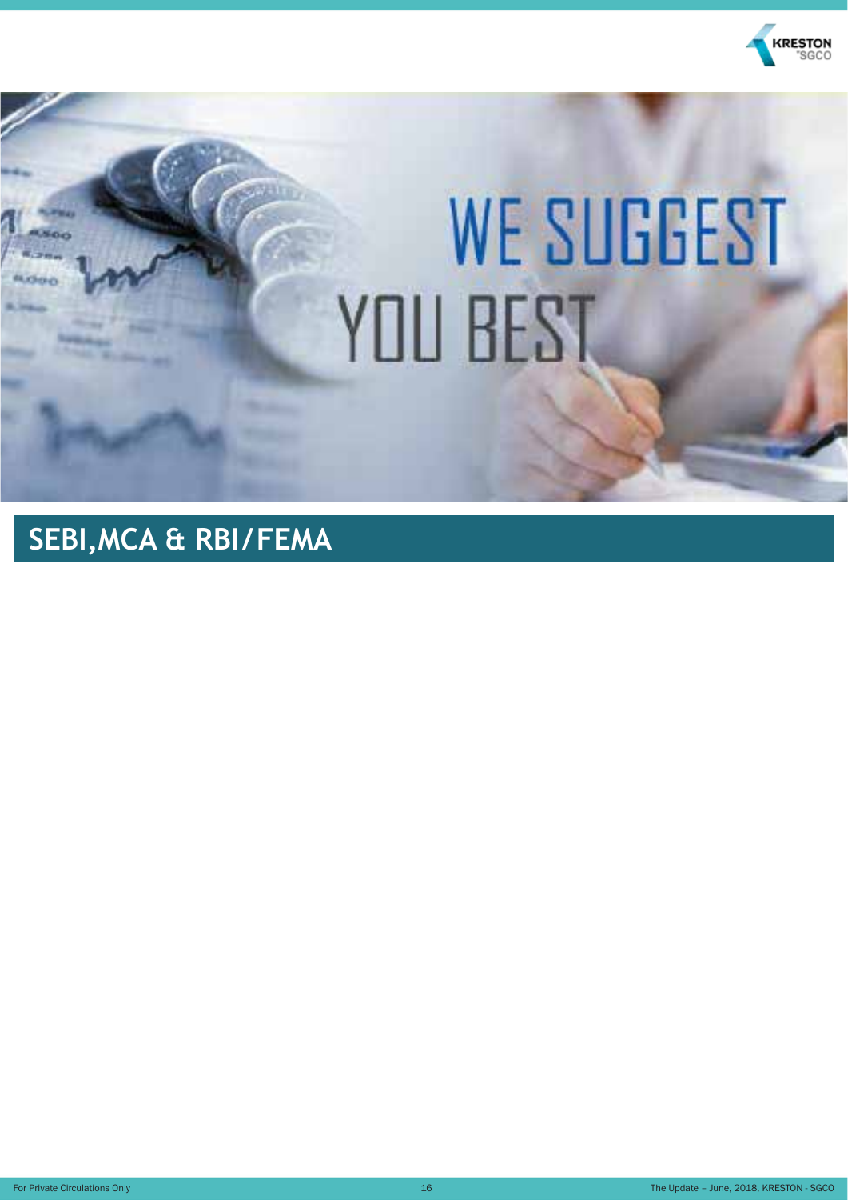# SEBI,MCA & RBI/FEMA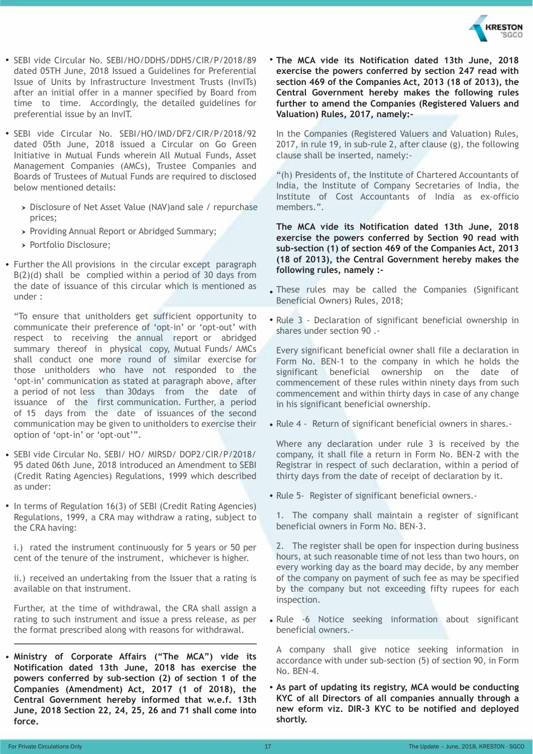- SEBI vide Circular No. SEBI/HO/DDHS/DDHS/CIR/P/2018/89 dated 05TH June, 2018 Issued a Guidelines for Preferential Issue of Units by Infrastructure Investment Trusts (InvITs) after an initial offer in a manner specified by Board from time to time. Accordingly, the detailed guidelines for preferential issue by an InvIT.

- SEBI vide Circular No. SEBI/HO/IMD/DF2/CIR/P/2018/92 dated 05th June, 2018 issued a Circular on Go Green Initiative in Mutual Funds wherein All Mutual Funds, Asset Management Companies (AMCs), Trustee Companies and Boards of Trustees of Mutual Funds are required to disclosed below mentioned details:

  - Disclosure of Net Asset Value (NAV)and sale / repurchase prices;
  - Providing Annual Report or Abridged Summary;
  - Portfolio Disclosure;

- Further the All provisions in the circular except paragraph B(2)(d) shall be complied within a period of 30 days from the date of issuance of this circular which is mentioned as under :

  "To ensure that unitholders get sufficient opportunity to communicate their preference of 'opt-in' or 'opt-out' with respect to receiving the annual report or abridged summary thereof in physical copy, Mutual Funds/ AMCs shall conduct one more round of similar exercise for those unitholders who have not responded to the 'opt-in' communication as stated at paragraph above, after a period of not less than 30days from the date of issuance of the first communication. Further, a period of 15 days from the date of issuances of the second communication may be given to unitholders to exercise their option of 'opt-in' or 'opt-out'".

- SEBI vide Circular No. SEBI/ HO/ MIRSD/ DOP2/CIR/P/2018/ 95 dated 06th June, 2018 introduced an Amendment to SEBI (Credit Rating Agencies) Regulations, 1999 which described as under:

- In terms of Regulation 16(3) of SEBI (Credit Rating Agencies) Regulations, 1999, a CRA may withdraw a rating, subject to the CRA having:

  i.) rated the instrument continuously for 5 years or 50 per cent of the tenure of the instrument, whichever is higher.

  ii.) received an undertaking from the Issuer that a rating is available on that instrument.

  Further, at the time of withdrawal, the CRA shall assign a rating to such instrument and issue a press release, as per the format prescribed along with reasons for withdrawal.

---

- **Ministry of Corporate Affairs ("The MCA") vide its Notification dated 13th June, 2018 has exercise the powers conferred by sub-section (2) of section 1 of the Companies (Amendment) Act, 2017 (1 of 2018), the Central Government hereby informed that w.e.f. 13th June, 2018 Section 22, 24, 25, 26 and 71 shall come into force.**

- **The MCA vide its Notification dated 13th June, 2018 exercise the powers conferred by section 247 read with section 469 of the Companies Act, 2013 (18 of 2013), the Central Government hereby makes the following rules further to amend the Companies (Registered Valuers and Valuation) Rules, 2017, namely:-**

  In the Companies (Registered Valuers and Valuation) Rules, 2017, in rule 19, in sub-rule 2, after clause (g), the following clause shall be inserted, namely:-

  "(h) Presidents of, the Institute of Chartered Accountants of India, the Institute of Company Secretaries of India, the Institute of Cost Accountants of India as ex-officio members.".

  **The MCA vide its Notification dated 13th June, 2018 exercise the powers conferred by Section 90 read with sub-section (1) of section 469 of the Companies Act, 2013 (18 of 2013), the Central Government hereby makes the following rules, namely :-**

- These rules may be called the Companies (Significant Beneficial Owners) Rules, 2018;

- Rule 3 - Declaration of significant beneficial ownership in shares under section 90 .-

  Every significant beneficial owner shall file a declaration in Form No. BEN-1 to the company in which he holds the significant beneficial ownership on the date of commencement of these rules within ninety days from such commencement and within thirty days in case of any change in his significant beneficial ownership.

- Rule 4 - Return of significant beneficial owners in shares.-

  Where any declaration under rule 3 is received by the company, it shall file a return in Form No. BEN-2 with the Registrar in respect of such declaration, within a period of thirty days from the date of receipt of declaration by it.

- Rule 5- Register of significant beneficial owners.-

  1. The company shall maintain a register of significant beneficial owners in Form No. BEN-3.

  2. The register shall be open for inspection during business hours, at such reasonable time of not less than two hours, on every working day as the board may decide, by any member of the company on payment of such fee as may be specified by the company but not exceeding fifty rupees for each inspection.

- Rule -6 Notice seeking information about significant beneficial owners.-

  A company shall give notice seeking information in accordance with under sub-section (5) of section 90, in Form No. BEN-4.

- **As part of updating its registry, MCA would be conducting KYC of all Directors of all companies annually through a new eform viz. DIR-3 KYC to be notified and deployed shortly.**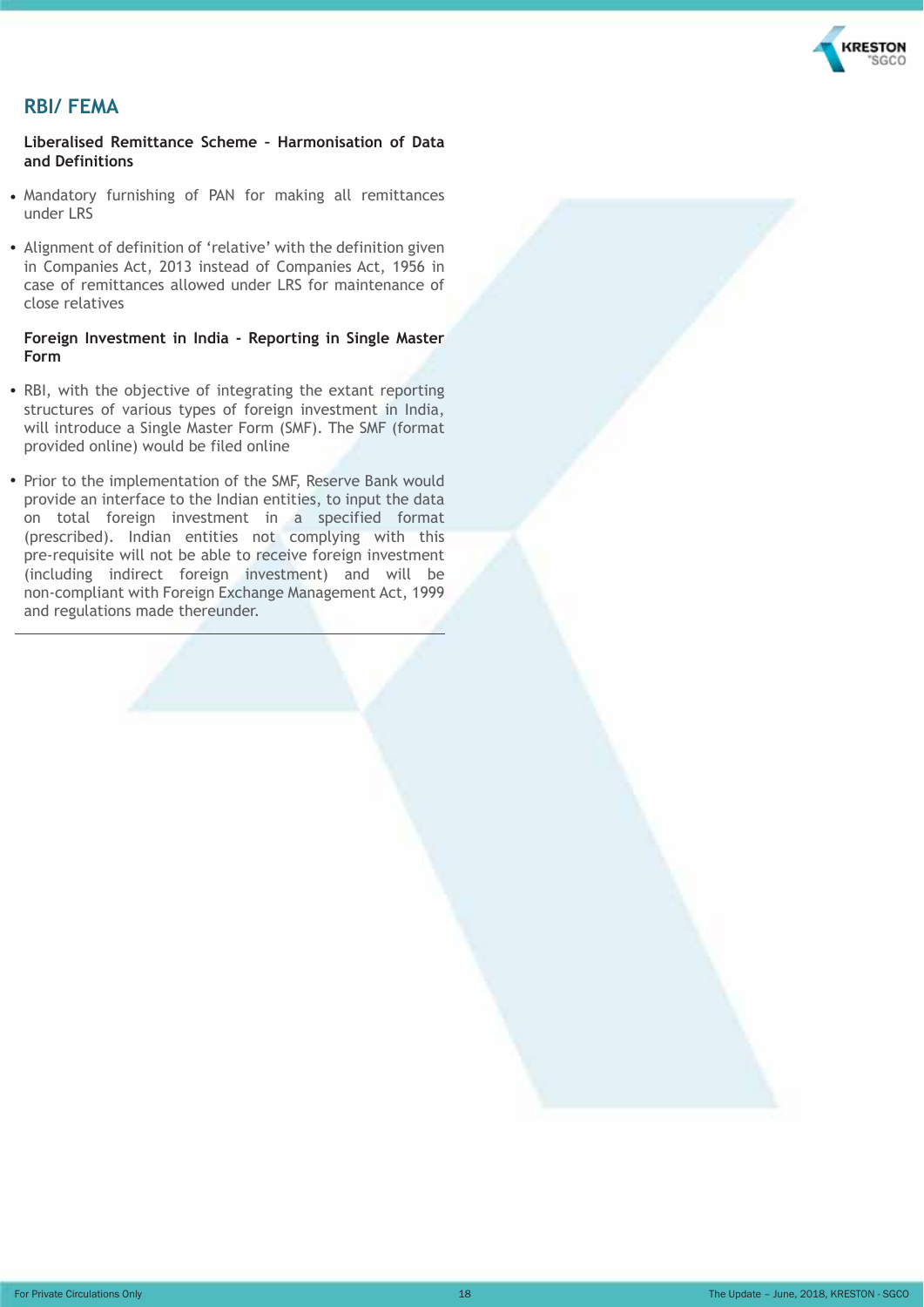## RBI/ FEMA

**Liberalised Remittance Scheme – Harmonisation of Data and Definitions**

- Mandatory furnishing of PAN for making all remittances under LRS
- Alignment of definition of 'relative' with the definition given in Companies Act, 2013 instead of Companies Act, 1956 in case of remittances allowed under LRS for maintenance of close relatives

**Foreign Investment in India - Reporting in Single Master Form**

- RBI, with the objective of integrating the extant reporting structures of various types of foreign investment in India, will introduce a Single Master Form (SMF). The SMF (format provided online) would be filed online
- Prior to the implementation of the SMF, Reserve Bank would provide an interface to the Indian entities, to input the data on total foreign investment in a specified format (prescribed). Indian entities not complying with this pre-requisite will not be able to receive foreign investment (including indirect foreign investment) and will be non-compliant with Foreign Exchange Management Act, 1999 and regulations made thereunder.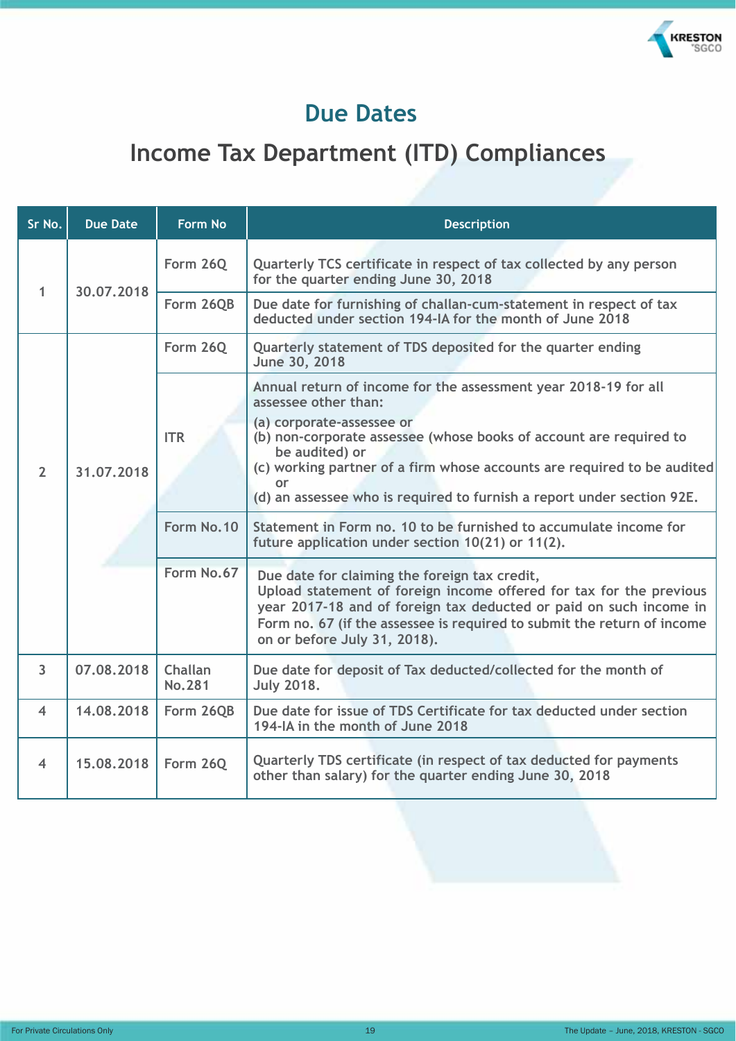# Due Dates

## Income Tax Department (ITD) Compliances

| Sr No. | Due Date | Form No | Description |
|---|---|---|---|
| 1 | 30.07.2018 | Form 26Q | Quarterly TCS certificate in respect of tax collected by any person for the quarter ending June 30, 2018 |
| | | Form 26QB | Due date for furnishing of challan-cum-statement in respect of tax deducted under section 194-IA for the month of June 2018 |
| 2 | 31.07.2018 | Form 26Q | Quarterly statement of TDS deposited for the quarter ending June 30, 2018 |
| | | ITR | Annual return of income for the assessment year 2018-19 for all assessee other than: (a) corporate-assessee or (b) non-corporate assessee (whose books of account are required to be audited) or (c) working partner of a firm whose accounts are required to be audited or (d) an assessee who is required to furnish a report under section 92E. |
| | | Form No.10 | Statement in Form no. 10 to be furnished to accumulate income for future application under section 10(21) or 11(2). |
| | | Form No.67 | Due date for claiming the foreign tax credit, Upload statement of foreign income offered for tax for the previous year 2017-18 and of foreign tax deducted or paid on such income in Form no. 67 (if the assessee is required to submit the return of income on or before July 31, 2018). |
| 3 | 07.08.2018 | Challan No.281 | Due date for deposit of Tax deducted/collected for the month of July 2018. |
| 4 | 14.08.2018 | Form 26QB | Due date for issue of TDS Certificate for tax deducted under section 194-IA in the month of June 2018 |
| 4 | 15.08.2018 | Form 26Q | Quarterly TDS certificate (in respect of tax deducted for payments other than salary) for the quarter ending June 30, 2018 |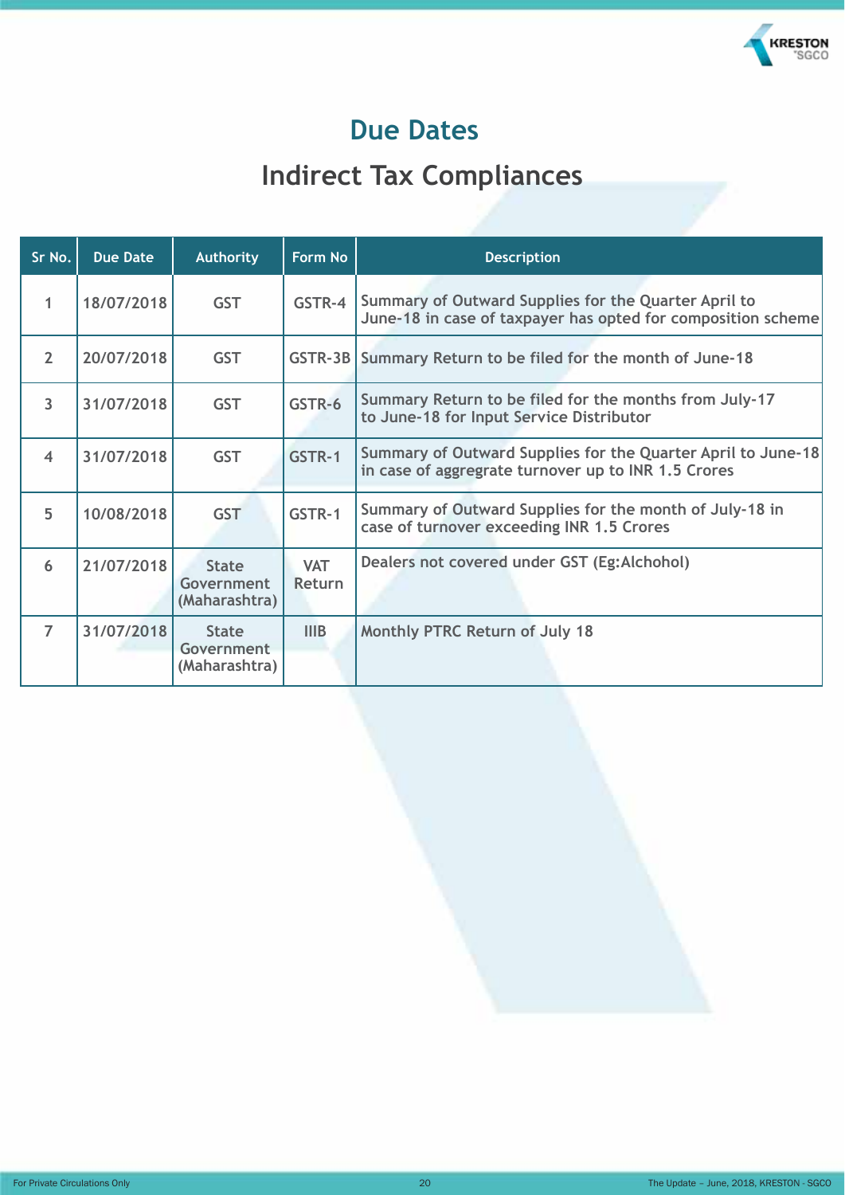# Due Dates

## Indirect Tax Compliances

| Sr No. | Due Date | Authority | Form No | Description |
|---|---|---|---|---|
| 1 | 18/07/2018 | GST | GSTR-4 | Summary of Outward Supplies for the Quarter April to June-18 in case of taxpayer has opted for composition scheme |
| 2 | 20/07/2018 | GST | GSTR-3B | Summary Return to be filed for the month of June-18 |
| 3 | 31/07/2018 | GST | GSTR-6 | Summary Return to be filed for the months from July-17 to June-18 for Input Service Distributor |
| 4 | 31/07/2018 | GST | GSTR-1 | Summary of Outward Supplies for the Quarter April to June-18 in case of aggregrate turnover up to INR 1.5 Crores |
| 5 | 10/08/2018 | GST | GSTR-1 | Summary of Outward Supplies for the month of July-18 in case of turnover exceeding INR 1.5 Crores |
| 6 | 21/07/2018 | State Government (Maharashtra) | VAT Return | Dealers not covered under GST (Eg:Alchohol) |
| 7 | 31/07/2018 | State Government (Maharashtra) | IIIB | Monthly PTRC Return of July 18 |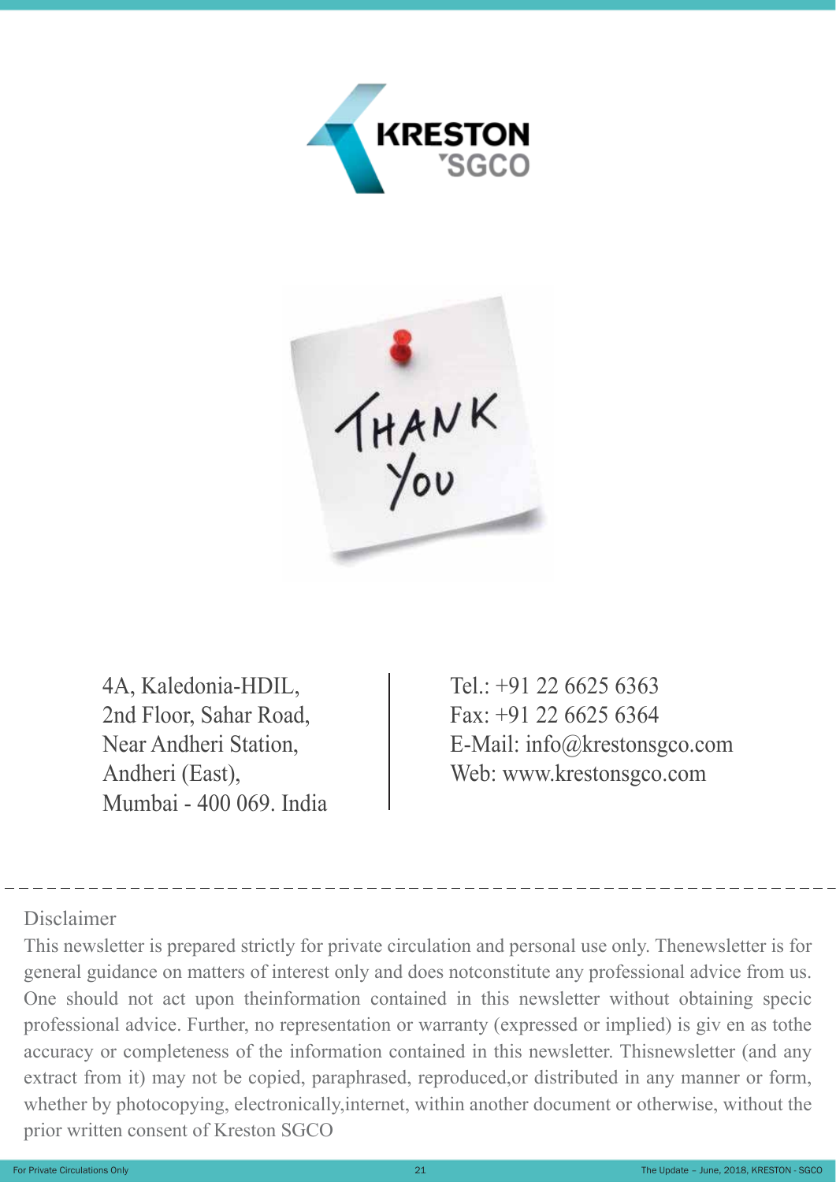KRESTON SGCO

THANK YOU

4A, Kaledonia-HDIL,
2nd Floor, Sahar Road,
Near Andheri Station,
Andheri (East),
Mumbai - 400 069. India

Tel.: +91 22 6625 6363
Fax: +91 22 6625 6364
E-Mail: info@krestonsgco.com
Web: www.krestonsgco.com

Disclaimer

This newsletter is prepared strictly for private circulation and personal use only. Thenewsletter is for general guidance on matters of interest only and does notconstitute any professional advice from us. One should not act upon theinformation contained in this newsletter without obtaining specic professional advice. Further, no representation or warranty (expressed or implied) is giv en as tothe accuracy or completeness of the information contained in this newsletter. Thisnewsletter (and any extract from it) may not be copied, paraphrased, reproduced,or distributed in any manner or form, whether by photocopying, electronically,internet, within another document or otherwise, without the prior written consent of Kreston SGCO